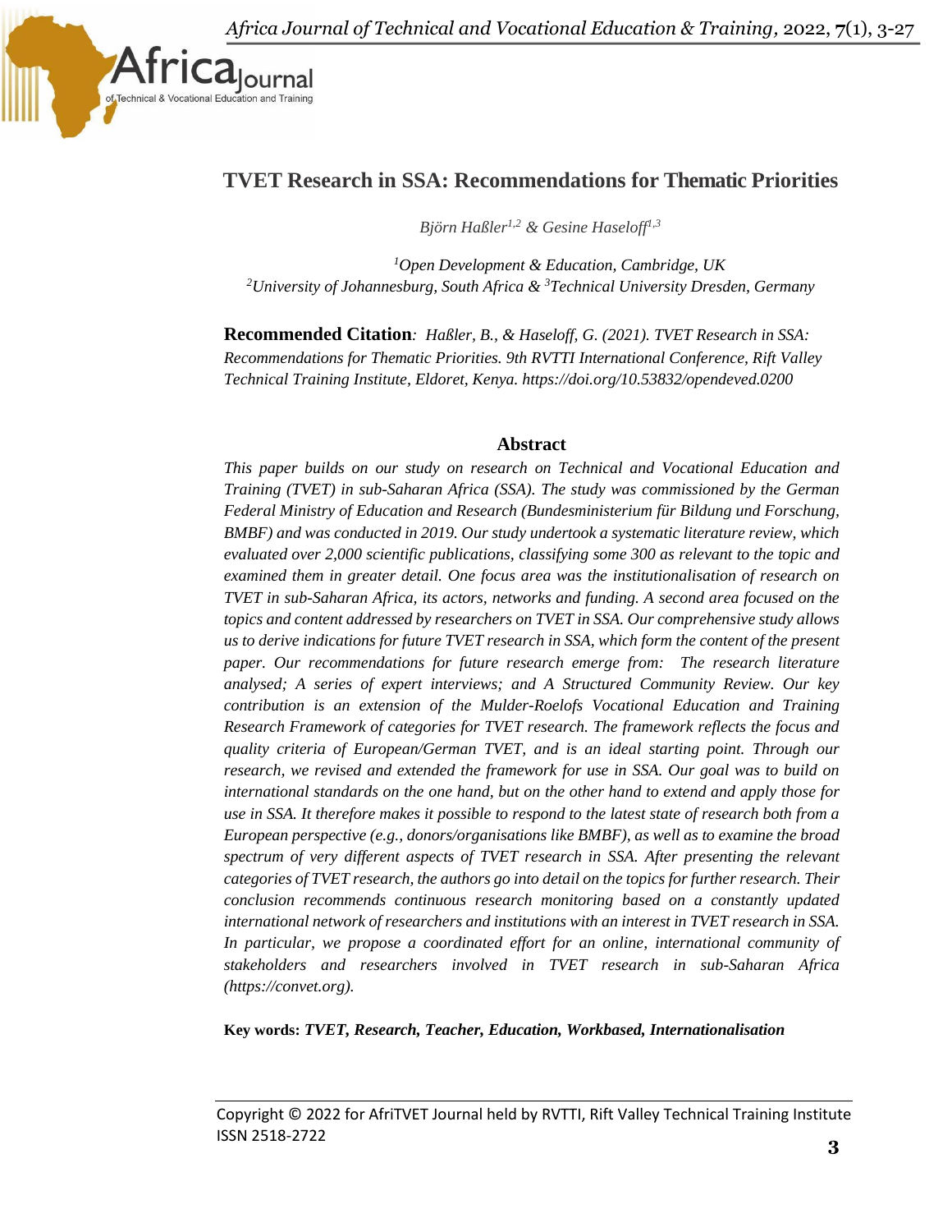# TVET Research in SSA: Recommendations for Thematic Priorities

*Björn Haßler[1,2] & Gesine Haseloff[1,3]*

[1]Open Development & Education, Cambridge, UK
[2]University of Johannesburg, South Africa & [3]Technical University Dresden, Germany

**Recommended Citation**: *Haßler, B., & Haseloff, G. (2021). TVET Research in SSA: Recommendations for Thematic Priorities. 9th RVTTI International Conference, Rift Valley Technical Training Institute, Eldoret, Kenya. https://doi.org/10.53832/opendeved.0200*

## Abstract

*This paper builds on our study on research on Technical and Vocational Education and Training (TVET) in sub-Saharan Africa (SSA). The study was commissioned by the German Federal Ministry of Education and Research (Bundesministerium für Bildung und Forschung, BMBF) and was conducted in 2019. Our study undertook a systematic literature review, which evaluated over 2,000 scientific publications, classifying some 300 as relevant to the topic and examined them in greater detail. One focus area was the institutionalisation of research on TVET in sub-Saharan Africa, its actors, networks and funding. A second area focused on the topics and content addressed by researchers on TVET in SSA. Our comprehensive study allows us to derive indications for future TVET research in SSA, which form the content of the present paper. Our recommendations for future research emerge from: The research literature analysed; A series of expert interviews; and A Structured Community Review. Our key contribution is an extension of the Mulder-Roelofs Vocational Education and Training Research Framework of categories for TVET research. The framework reflects the focus and quality criteria of European/German TVET, and is an ideal starting point. Through our research, we revised and extended the framework for use in SSA. Our goal was to build on international standards on the one hand, but on the other hand to extend and apply those for use in SSA. It therefore makes it possible to respond to the latest state of research both from a European perspective (e.g., donors/organisations like BMBF), as well as to examine the broad spectrum of very different aspects of TVET research in SSA. After presenting the relevant categories of TVET research, the authors go into detail on the topics for further research. Their conclusion recommends continuous research monitoring based on a constantly updated international network of researchers and institutions with an interest in TVET research in SSA. In particular, we propose a coordinated effort for an online, international community of stakeholders and researchers involved in TVET research in sub-Saharan Africa (https://convet.org).*

**Key words:** ***TVET, Research, Teacher, Education, Workbased, Internationalisation***

Copyright © 2022 for AfriTVET Journal held by RVTTI, Rift Valley Technical Training Institute
ISSN 2518-2722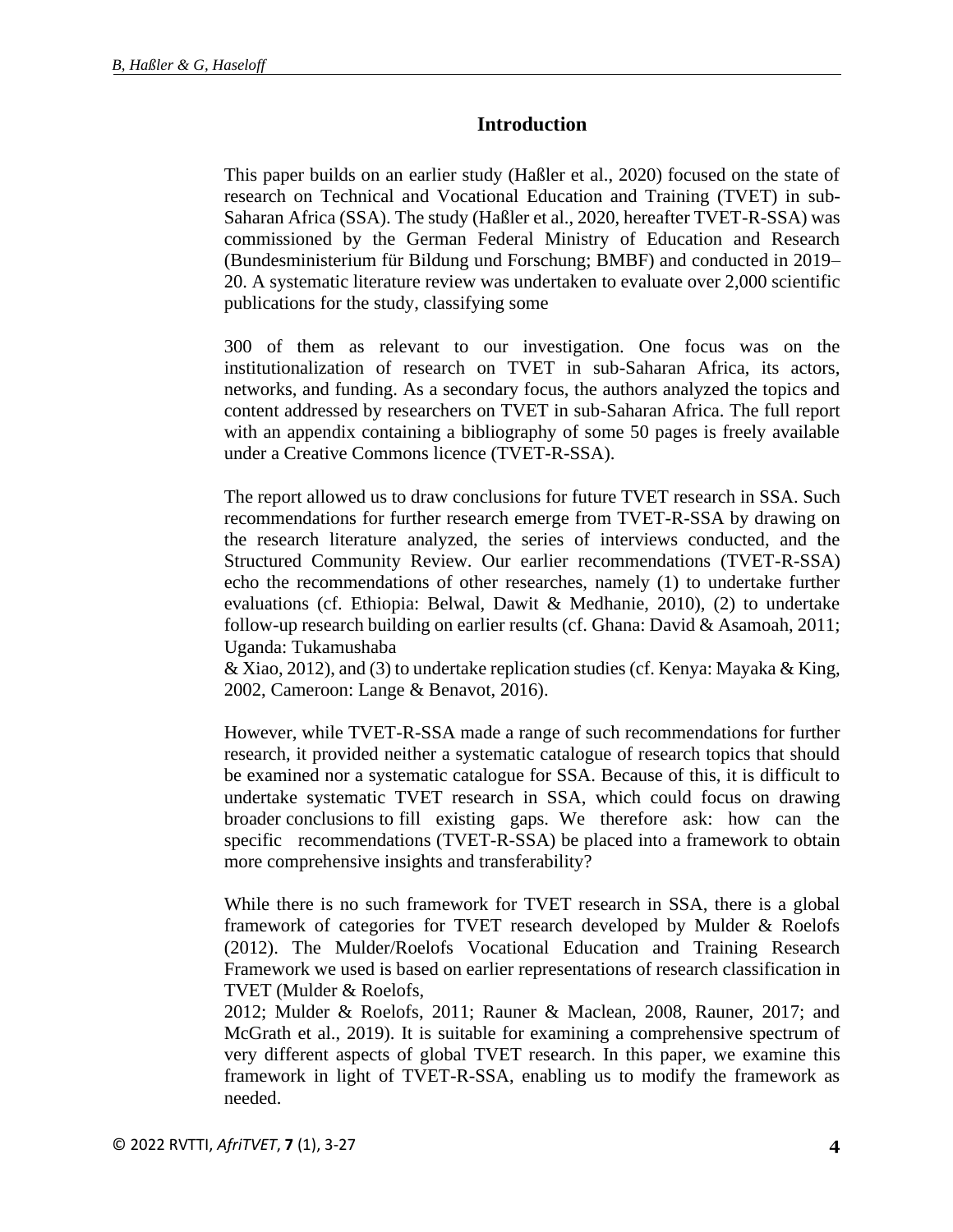## Introduction

This paper builds on an earlier study (Haßler et al., 2020) focused on the state of research on Technical and Vocational Education and Training (TVET) in sub-Saharan Africa (SSA). The study (Haßler et al., 2020, hereafter TVET-R-SSA) was commissioned by the German Federal Ministry of Education and Research (Bundesministerium für Bildung und Forschung; BMBF) and conducted in 2019–20. A systematic literature review was undertaken to evaluate over 2,000 scientific publications for the study, classifying some

300 of them as relevant to our investigation. One focus was on the institutionalization of research on TVET in sub-Saharan Africa, its actors, networks, and funding. As a secondary focus, the authors analyzed the topics and content addressed by researchers on TVET in sub-Saharan Africa. The full report with an appendix containing a bibliography of some 50 pages is freely available under a Creative Commons licence (TVET-R-SSA).

The report allowed us to draw conclusions for future TVET research in SSA. Such recommendations for further research emerge from TVET-R-SSA by drawing on the research literature analyzed, the series of interviews conducted, and the Structured Community Review. Our earlier recommendations (TVET-R-SSA) echo the recommendations of other researches, namely (1) to undertake further evaluations (cf. Ethiopia: Belwal, Dawit & Medhanie, 2010), (2) to undertake follow-up research building on earlier results (cf. Ghana: David & Asamoah, 2011; Uganda: Tukamushaba & Xiao, 2012), and (3) to undertake replication studies (cf. Kenya: Mayaka & King, 2002, Cameroon: Lange & Benavot, 2016).

However, while TVET-R-SSA made a range of such recommendations for further research, it provided neither a systematic catalogue of research topics that should be examined nor a systematic catalogue for SSA. Because of this, it is difficult to undertake systematic TVET research in SSA, which could focus on drawing broader conclusions to fill existing gaps. We therefore ask: how can the specific recommendations (TVET-R-SSA) be placed into a framework to obtain more comprehensive insights and transferability?

While there is no such framework for TVET research in SSA, there is a global framework of categories for TVET research developed by Mulder & Roelofs (2012). The Mulder/Roelofs Vocational Education and Training Research Framework we used is based on earlier representations of research classification in TVET (Mulder & Roelofs, 2012; Mulder & Roelofs, 2011; Rauner & Maclean, 2008, Rauner, 2017; and McGrath et al., 2019). It is suitable for examining a comprehensive spectrum of very different aspects of global TVET research. In this paper, we examine this framework in light of TVET-R-SSA, enabling us to modify the framework as needed.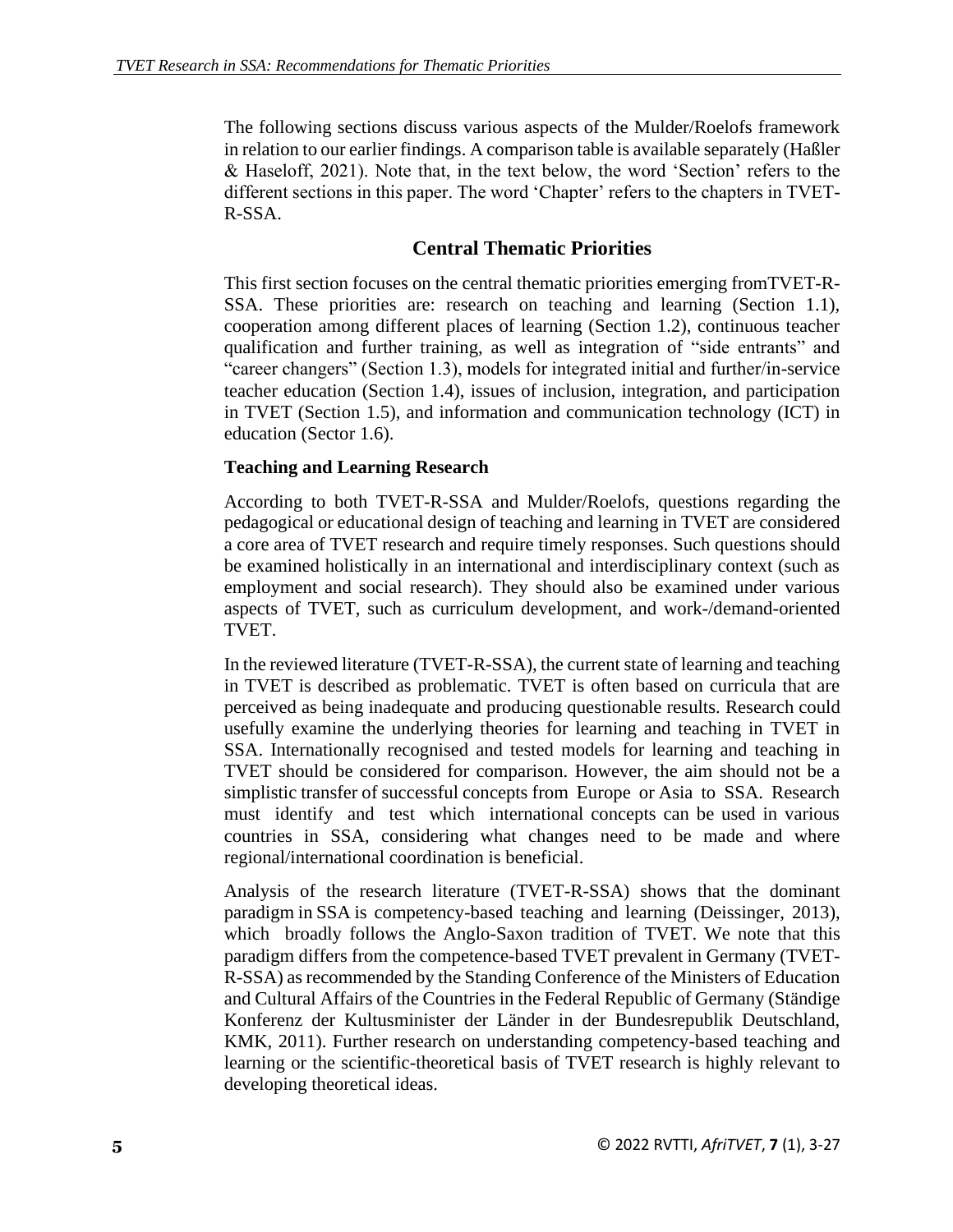The following sections discuss various aspects of the Mulder/Roelofs framework in relation to our earlier findings. A comparison table is available separately (Haßler & Haseloff, 2021). Note that, in the text below, the word 'Section' refers to the different sections in this paper. The word 'Chapter' refers to the chapters in TVET-R-SSA.

## Central Thematic Priorities

This first section focuses on the central thematic priorities emerging fromTVET-R-SSA. These priorities are: research on teaching and learning (Section 1.1), cooperation among different places of learning (Section 1.2), continuous teacher qualification and further training, as well as integration of "side entrants" and "career changers" (Section 1.3), models for integrated initial and further/in-service teacher education (Section 1.4), issues of inclusion, integration, and participation in TVET (Section 1.5), and information and communication technology (ICT) in education (Sector 1.6).

### Teaching and Learning Research

According to both TVET-R-SSA and Mulder/Roelofs, questions regarding the pedagogical or educational design of teaching and learning in TVET are considered a core area of TVET research and require timely responses. Such questions should be examined holistically in an international and interdisciplinary context (such as employment and social research). They should also be examined under various aspects of TVET, such as curriculum development, and work-/demand-oriented TVET.

In the reviewed literature (TVET-R-SSA), the current state of learning and teaching in TVET is described as problematic. TVET is often based on curricula that are perceived as being inadequate and producing questionable results. Research could usefully examine the underlying theories for learning and teaching in TVET in SSA. Internationally recognised and tested models for learning and teaching in TVET should be considered for comparison. However, the aim should not be a simplistic transfer of successful concepts from Europe or Asia to SSA. Research must identify and test which international concepts can be used in various countries in SSA, considering what changes need to be made and where regional/international coordination is beneficial.

Analysis of the research literature (TVET-R-SSA) shows that the dominant paradigm in SSA is competency-based teaching and learning (Deissinger, 2013), which broadly follows the Anglo-Saxon tradition of TVET. We note that this paradigm differs from the competence-based TVET prevalent in Germany (TVET-R-SSA) as recommended by the Standing Conference of the Ministers of Education and Cultural Affairs of the Countries in the Federal Republic of Germany (Ständige Konferenz der Kultusminister der Länder in der Bundesrepublik Deutschland, KMK, 2011). Further research on understanding competency-based teaching and learning or the scientific-theoretical basis of TVET research is highly relevant to developing theoretical ideas.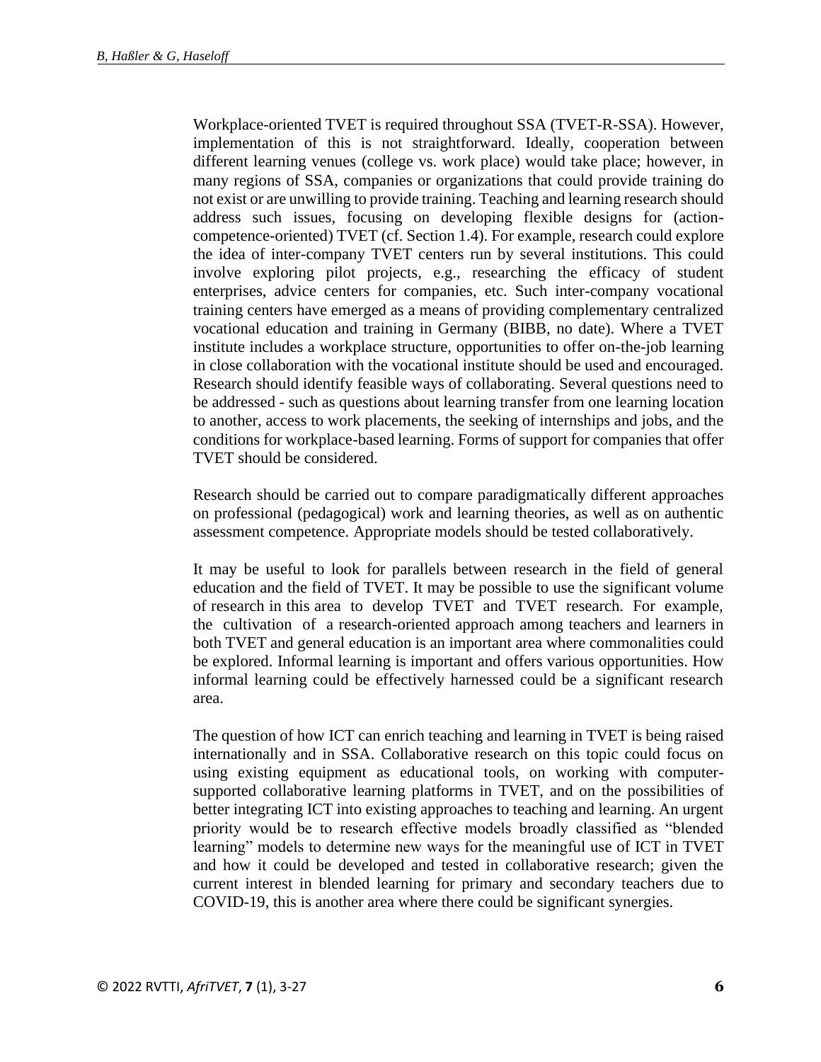Workplace-oriented TVET is required throughout SSA (TVET-R-SSA). However, implementation of this is not straightforward. Ideally, cooperation between different learning venues (college vs. work place) would take place; however, in many regions of SSA, companies or organizations that could provide training do not exist or are unwilling to provide training. Teaching and learning research should address such issues, focusing on developing flexible designs for (action-competence-oriented) TVET (cf. Section 1.4). For example, research could explore the idea of inter-company TVET centers run by several institutions. This could involve exploring pilot projects, e.g., researching the efficacy of student enterprises, advice centers for companies, etc. Such inter-company vocational training centers have emerged as a means of providing complementary centralized vocational education and training in Germany (BIBB, no date). Where a TVET institute includes a workplace structure, opportunities to offer on-the-job learning in close collaboration with the vocational institute should be used and encouraged. Research should identify feasible ways of collaborating. Several questions need to be addressed - such as questions about learning transfer from one learning location to another, access to work placements, the seeking of internships and jobs, and the conditions for workplace-based learning. Forms of support for companies that offer TVET should be considered.

Research should be carried out to compare paradigmatically different approaches on professional (pedagogical) work and learning theories, as well as on authentic assessment competence. Appropriate models should be tested collaboratively.

It may be useful to look for parallels between research in the field of general education and the field of TVET. It may be possible to use the significant volume of research in this area to develop TVET and TVET research. For example, the cultivation of a research-oriented approach among teachers and learners in both TVET and general education is an important area where commonalities could be explored. Informal learning is important and offers various opportunities. How informal learning could be effectively harnessed could be a significant research area.

The question of how ICT can enrich teaching and learning in TVET is being raised internationally and in SSA. Collaborative research on this topic could focus on using existing equipment as educational tools, on working with computer-supported collaborative learning platforms in TVET, and on the possibilities of better integrating ICT into existing approaches to teaching and learning. An urgent priority would be to research effective models broadly classified as "blended learning" models to determine new ways for the meaningful use of ICT in TVET and how it could be developed and tested in collaborative research; given the current interest in blended learning for primary and secondary teachers due to COVID-19, this is another area where there could be significant synergies.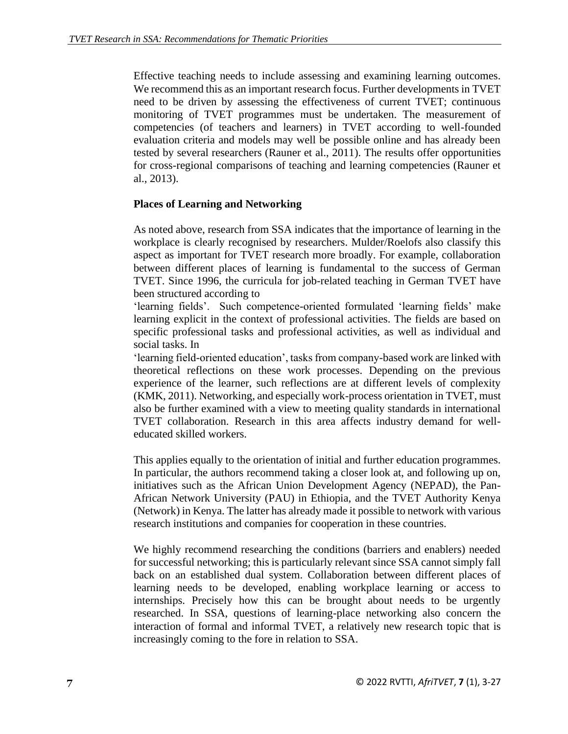Effective teaching needs to include assessing and examining learning outcomes. We recommend this as an important research focus. Further developments in TVET need to be driven by assessing the effectiveness of current TVET; continuous monitoring of TVET programmes must be undertaken. The measurement of competencies (of teachers and learners) in TVET according to well-founded evaluation criteria and models may well be possible online and has already been tested by several researchers (Rauner et al., 2011). The results offer opportunities for cross-regional comparisons of teaching and learning competencies (Rauner et al., 2013).

**Places of Learning and Networking**

As noted above, research from SSA indicates that the importance of learning in the workplace is clearly recognised by researchers. Mulder/Roelofs also classify this aspect as important for TVET research more broadly. For example, collaboration between different places of learning is fundamental to the success of German TVET. Since 1996, the curricula for job-related teaching in German TVET have been structured according to 'learning fields'. Such competence-oriented formulated 'learning fields' make learning explicit in the context of professional activities. The fields are based on specific professional tasks and professional activities, as well as individual and social tasks. In 'learning field-oriented education', tasks from company-based work are linked with theoretical reflections on these work processes. Depending on the previous experience of the learner, such reflections are at different levels of complexity (KMK, 2011). Networking, and especially work-process orientation in TVET, must also be further examined with a view to meeting quality standards in international TVET collaboration. Research in this area affects industry demand for well-educated skilled workers.

This applies equally to the orientation of initial and further education programmes. In particular, the authors recommend taking a closer look at, and following up on, initiatives such as the African Union Development Agency (NEPAD), the Pan-African Network University (PAU) in Ethiopia, and the TVET Authority Kenya (Network) in Kenya. The latter has already made it possible to network with various research institutions and companies for cooperation in these countries.

We highly recommend researching the conditions (barriers and enablers) needed for successful networking; this is particularly relevant since SSA cannot simply fall back on an established dual system. Collaboration between different places of learning needs to be developed, enabling workplace learning or access to internships. Precisely how this can be brought about needs to be urgently researched. In SSA, questions of learning-place networking also concern the interaction of formal and informal TVET, a relatively new research topic that is increasingly coming to the fore in relation to SSA.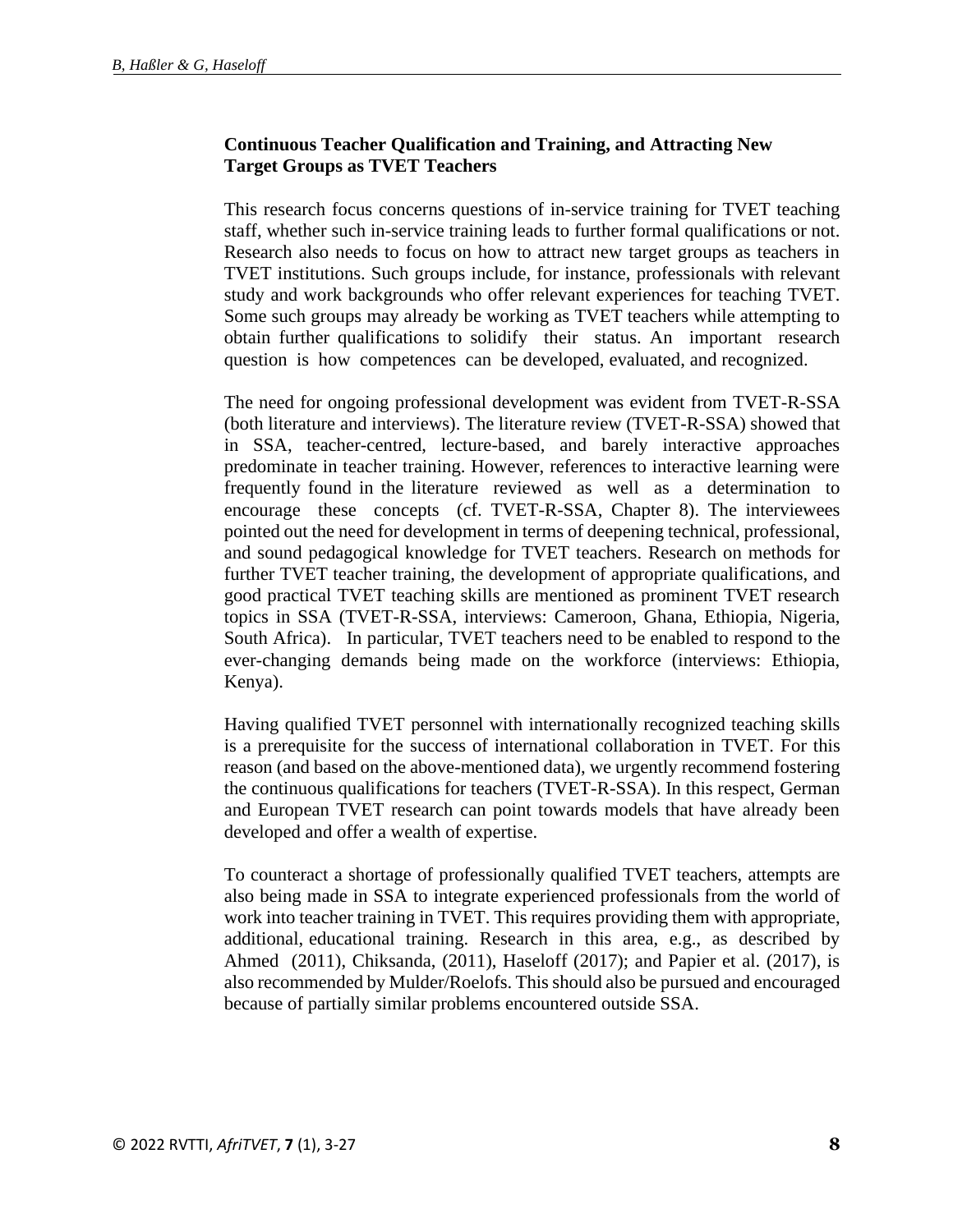### Continuous Teacher Qualification and Training, and Attracting New Target Groups as TVET Teachers

This research focus concerns questions of in-service training for TVET teaching staff, whether such in-service training leads to further formal qualifications or not. Research also needs to focus on how to attract new target groups as teachers in TVET institutions. Such groups include, for instance, professionals with relevant study and work backgrounds who offer relevant experiences for teaching TVET. Some such groups may already be working as TVET teachers while attempting to obtain further qualifications to solidify their status. An important research question is how competences can be developed, evaluated, and recognized.

The need for ongoing professional development was evident from TVET-R-SSA (both literature and interviews). The literature review (TVET-R-SSA) showed that in SSA, teacher-centred, lecture-based, and barely interactive approaches predominate in teacher training. However, references to interactive learning were frequently found in the literature reviewed as well as a determination to encourage these concepts (cf. TVET-R-SSA, Chapter 8). The interviewees pointed out the need for development in terms of deepening technical, professional, and sound pedagogical knowledge for TVET teachers. Research on methods for further TVET teacher training, the development of appropriate qualifications, and good practical TVET teaching skills are mentioned as prominent TVET research topics in SSA (TVET-R-SSA, interviews: Cameroon, Ghana, Ethiopia, Nigeria, South Africa). In particular, TVET teachers need to be enabled to respond to the ever-changing demands being made on the workforce (interviews: Ethiopia, Kenya).

Having qualified TVET personnel with internationally recognized teaching skills is a prerequisite for the success of international collaboration in TVET. For this reason (and based on the above-mentioned data), we urgently recommend fostering the continuous qualifications for teachers (TVET-R-SSA). In this respect, German and European TVET research can point towards models that have already been developed and offer a wealth of expertise.

To counteract a shortage of professionally qualified TVET teachers, attempts are also being made in SSA to integrate experienced professionals from the world of work into teacher training in TVET. This requires providing them with appropriate, additional, educational training. Research in this area, e.g., as described by Ahmed (2011), Chiksanda, (2011), Haseloff (2017); and Papier et al. (2017), is also recommended by Mulder/Roelofs. This should also be pursued and encouraged because of partially similar problems encountered outside SSA.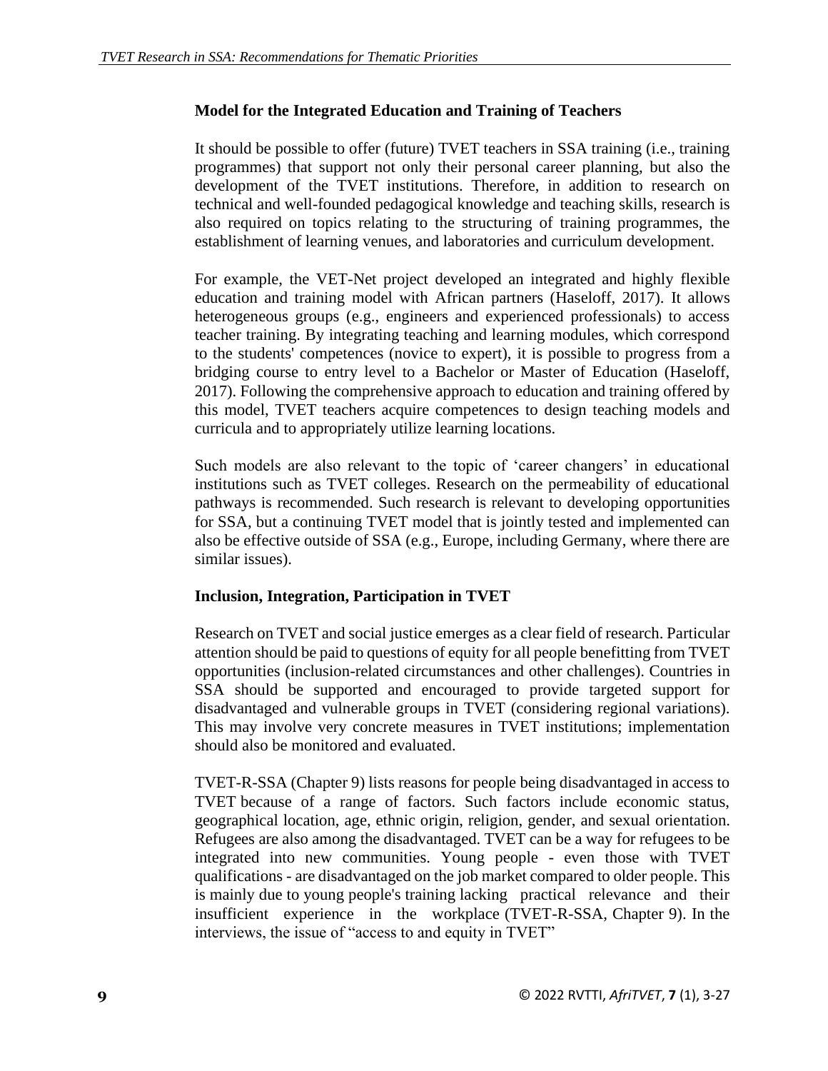### Model for the Integrated Education and Training of Teachers

It should be possible to offer (future) TVET teachers in SSA training (i.e., training programmes) that support not only their personal career planning, but also the development of the TVET institutions. Therefore, in addition to research on technical and well-founded pedagogical knowledge and teaching skills, research is also required on topics relating to the structuring of training programmes, the establishment of learning venues, and laboratories and curriculum development.

For example, the VET-Net project developed an integrated and highly flexible education and training model with African partners (Haseloff, 2017). It allows heterogeneous groups (e.g., engineers and experienced professionals) to access teacher training. By integrating teaching and learning modules, which correspond to the students' competences (novice to expert), it is possible to progress from a bridging course to entry level to a Bachelor or Master of Education (Haseloff, 2017). Following the comprehensive approach to education and training offered by this model, TVET teachers acquire competences to design teaching models and curricula and to appropriately utilize learning locations.

Such models are also relevant to the topic of 'career changers' in educational institutions such as TVET colleges. Research on the permeability of educational pathways is recommended. Such research is relevant to developing opportunities for SSA, but a continuing TVET model that is jointly tested and implemented can also be effective outside of SSA (e.g., Europe, including Germany, where there are similar issues).

### Inclusion, Integration, Participation in TVET

Research on TVET and social justice emerges as a clear field of research. Particular attention should be paid to questions of equity for all people benefitting from TVET opportunities (inclusion-related circumstances and other challenges). Countries in SSA should be supported and encouraged to provide targeted support for disadvantaged and vulnerable groups in TVET (considering regional variations). This may involve very concrete measures in TVET institutions; implementation should also be monitored and evaluated.

TVET-R-SSA (Chapter 9) lists reasons for people being disadvantaged in access to TVET because of a range of factors. Such factors include economic status, geographical location, age, ethnic origin, religion, gender, and sexual orientation. Refugees are also among the disadvantaged. TVET can be a way for refugees to be integrated into new communities. Young people - even those with TVET qualifications - are disadvantaged on the job market compared to older people. This is mainly due to young people's training lacking practical relevance and their insufficient experience in the workplace (TVET-R-SSA, Chapter 9). In the interviews, the issue of "access to and equity in TVET"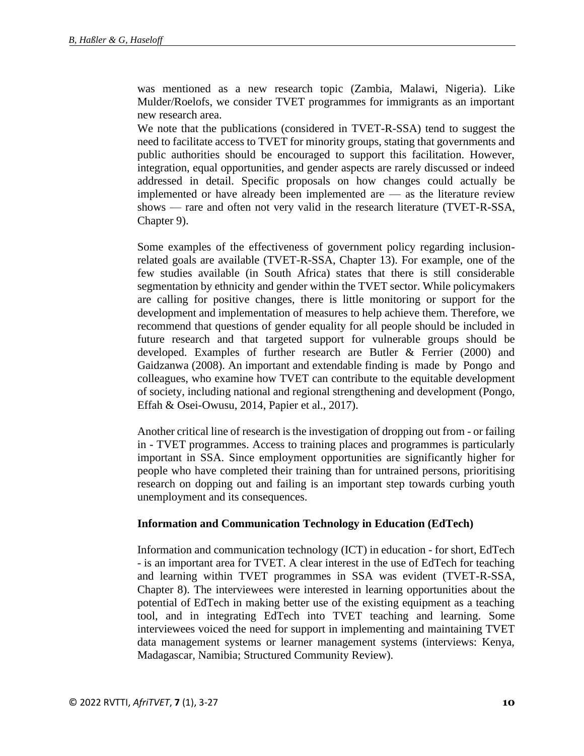was mentioned as a new research topic (Zambia, Malawi, Nigeria). Like Mulder/Roelofs, we consider TVET programmes for immigrants as an important new research area.

We note that the publications (considered in TVET-R-SSA) tend to suggest the need to facilitate access to TVET for minority groups, stating that governments and public authorities should be encouraged to support this facilitation. However, integration, equal opportunities, and gender aspects are rarely discussed or indeed addressed in detail. Specific proposals on how changes could actually be implemented or have already been implemented are — as the literature review shows — rare and often not very valid in the research literature (TVET-R-SSA, Chapter 9).

Some examples of the effectiveness of government policy regarding inclusion-related goals are available (TVET-R-SSA, Chapter 13). For example, one of the few studies available (in South Africa) states that there is still considerable segmentation by ethnicity and gender within the TVET sector. While policymakers are calling for positive changes, there is little monitoring or support for the development and implementation of measures to help achieve them. Therefore, we recommend that questions of gender equality for all people should be included in future research and that targeted support for vulnerable groups should be developed. Examples of further research are Butler & Ferrier (2000) and Gaidzanwa (2008). An important and extendable finding is made by Pongo and colleagues, who examine how TVET can contribute to the equitable development of society, including national and regional strengthening and development (Pongo, Effah & Osei-Owusu, 2014, Papier et al., 2017).

Another critical line of research is the investigation of dropping out from - or failing in - TVET programmes. Access to training places and programmes is particularly important in SSA. Since employment opportunities are significantly higher for people who have completed their training than for untrained persons, prioritising research on dopping out and failing is an important step towards curbing youth unemployment and its consequences.

**Information and Communication Technology in Education (EdTech)**

Information and communication technology (ICT) in education - for short, EdTech - is an important area for TVET. A clear interest in the use of EdTech for teaching and learning within TVET programmes in SSA was evident (TVET-R-SSA, Chapter 8). The interviewees were interested in learning opportunities about the potential of EdTech in making better use of the existing equipment as a teaching tool, and in integrating EdTech into TVET teaching and learning. Some interviewees voiced the need for support in implementing and maintaining TVET data management systems or learner management systems (interviews: Kenya, Madagascar, Namibia; Structured Community Review).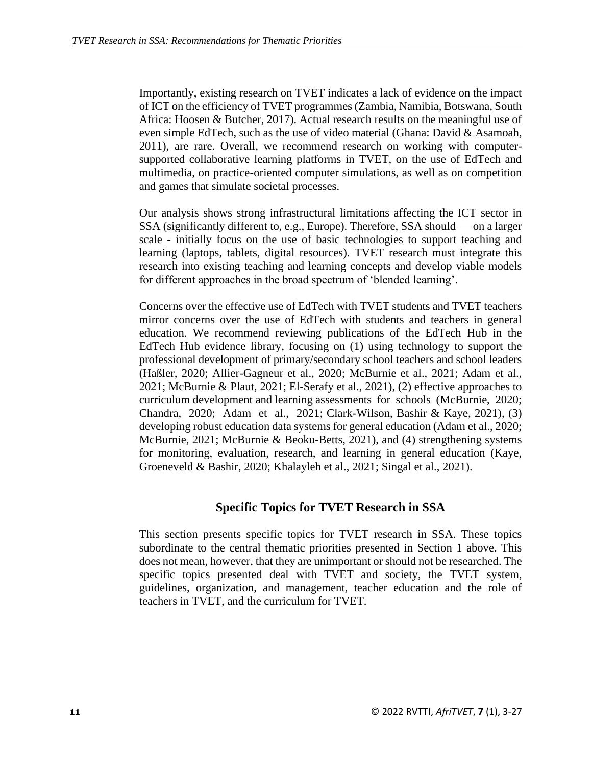Importantly, existing research on TVET indicates a lack of evidence on the impact of ICT on the efficiency of TVET programmes (Zambia, Namibia, Botswana, South Africa: Hoosen & Butcher, 2017). Actual research results on the meaningful use of even simple EdTech, such as the use of video material (Ghana: David & Asamoah, 2011), are rare. Overall, we recommend research on working with computer-supported collaborative learning platforms in TVET, on the use of EdTech and multimedia, on practice-oriented computer simulations, as well as on competition and games that simulate societal processes.

Our analysis shows strong infrastructural limitations affecting the ICT sector in SSA (significantly different to, e.g., Europe). Therefore, SSA should — on a larger scale - initially focus on the use of basic technologies to support teaching and learning (laptops, tablets, digital resources). TVET research must integrate this research into existing teaching and learning concepts and develop viable models for different approaches in the broad spectrum of 'blended learning'.

Concerns over the effective use of EdTech with TVET students and TVET teachers mirror concerns over the use of EdTech with students and teachers in general education. We recommend reviewing publications of the EdTech Hub in the EdTech Hub evidence library, focusing on (1) using technology to support the professional development of primary/secondary school teachers and school leaders (Haßler, 2020; Allier-Gagneur et al., 2020; McBurnie et al., 2021; Adam et al., 2021; McBurnie & Plaut, 2021; El-Serafy et al., 2021), (2) effective approaches to curriculum development and learning assessments for schools (McBurnie, 2020; Chandra, 2020; Adam et al., 2021; Clark-Wilson, Bashir & Kaye, 2021), (3) developing robust education data systems for general education (Adam et al., 2020; McBurnie, 2021; McBurnie & Beoku-Betts, 2021), and (4) strengthening systems for monitoring, evaluation, research, and learning in general education (Kaye, Groeneveld & Bashir, 2020; Khalayleh et al., 2021; Singal et al., 2021).

## Specific Topics for TVET Research in SSA

This section presents specific topics for TVET research in SSA. These topics subordinate to the central thematic priorities presented in Section 1 above. This does not mean, however, that they are unimportant or should not be researched. The specific topics presented deal with TVET and society, the TVET system, guidelines, organization, and management, teacher education and the role of teachers in TVET, and the curriculum for TVET.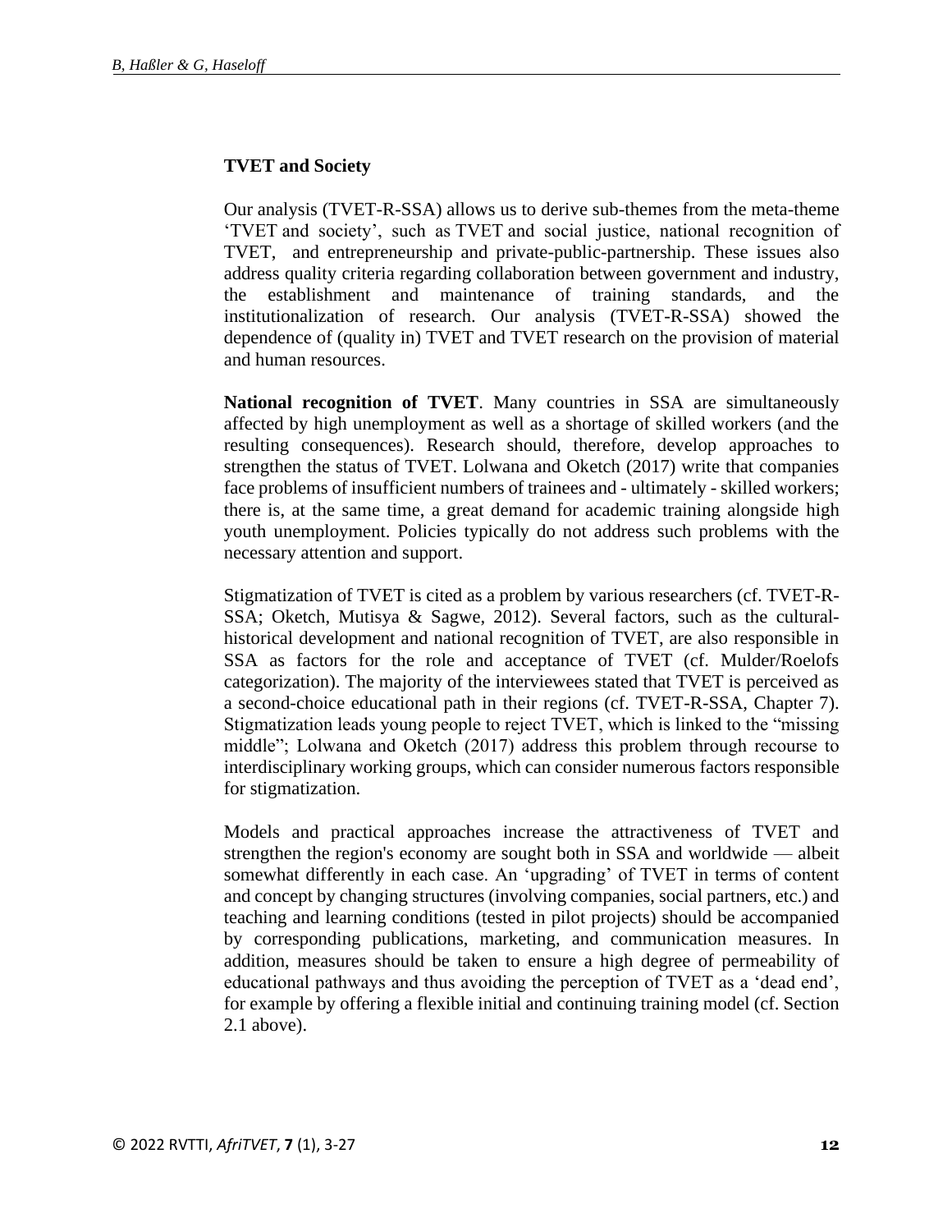**TVET and Society**

Our analysis (TVET-R-SSA) allows us to derive sub-themes from the meta-theme 'TVET and society', such as TVET and social justice, national recognition of TVET, and entrepreneurship and private-public-partnership. These issues also address quality criteria regarding collaboration between government and industry, the establishment and maintenance of training standards, and the institutionalization of research. Our analysis (TVET-R-SSA) showed the dependence of (quality in) TVET and TVET research on the provision of material and human resources.

**National recognition of TVET**. Many countries in SSA are simultaneously affected by high unemployment as well as a shortage of skilled workers (and the resulting consequences). Research should, therefore, develop approaches to strengthen the status of TVET. Lolwana and Oketch (2017) write that companies face problems of insufficient numbers of trainees and - ultimately - skilled workers; there is, at the same time, a great demand for academic training alongside high youth unemployment. Policies typically do not address such problems with the necessary attention and support.

Stigmatization of TVET is cited as a problem by various researchers (cf. TVET-R-SSA; Oketch, Mutisya & Sagwe, 2012). Several factors, such as the cultural-historical development and national recognition of TVET, are also responsible in SSA as factors for the role and acceptance of TVET (cf. Mulder/Roelofs categorization). The majority of the interviewees stated that TVET is perceived as a second-choice educational path in their regions (cf. TVET-R-SSA, Chapter 7). Stigmatization leads young people to reject TVET, which is linked to the "missing middle"; Lolwana and Oketch (2017) address this problem through recourse to interdisciplinary working groups, which can consider numerous factors responsible for stigmatization.

Models and practical approaches increase the attractiveness of TVET and strengthen the region's economy are sought both in SSA and worldwide — albeit somewhat differently in each case. An 'upgrading' of TVET in terms of content and concept by changing structures (involving companies, social partners, etc.) and teaching and learning conditions (tested in pilot projects) should be accompanied by corresponding publications, marketing, and communication measures. In addition, measures should be taken to ensure a high degree of permeability of educational pathways and thus avoiding the perception of TVET as a 'dead end', for example by offering a flexible initial and continuing training model (cf. Section 2.1 above).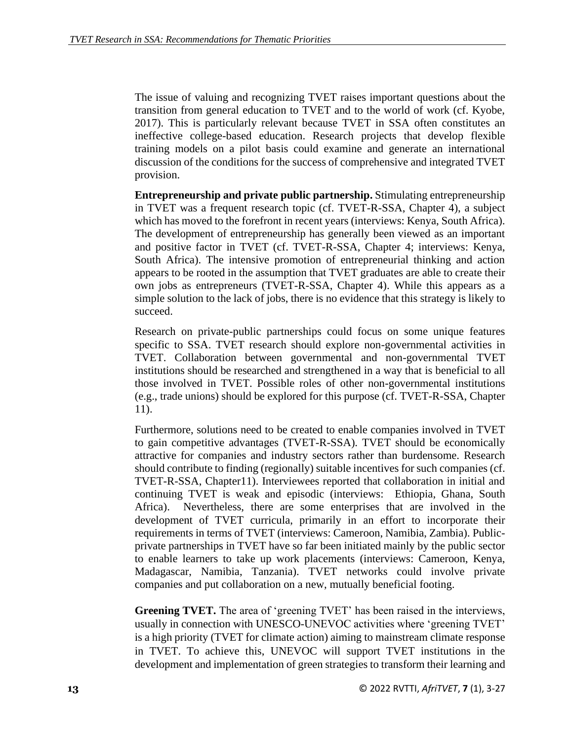The issue of valuing and recognizing TVET raises important questions about the transition from general education to TVET and to the world of work (cf. Kyobe, 2017). This is particularly relevant because TVET in SSA often constitutes an ineffective college-based education. Research projects that develop flexible training models on a pilot basis could examine and generate an international discussion of the conditions for the success of comprehensive and integrated TVET provision.

**Entrepreneurship and private public partnership.** Stimulating entrepreneurship in TVET was a frequent research topic (cf. TVET-R-SSA, Chapter 4), a subject which has moved to the forefront in recent years (interviews: Kenya, South Africa). The development of entrepreneurship has generally been viewed as an important and positive factor in TVET (cf. TVET-R-SSA, Chapter 4; interviews: Kenya, South Africa). The intensive promotion of entrepreneurial thinking and action appears to be rooted in the assumption that TVET graduates are able to create their own jobs as entrepreneurs (TVET-R-SSA, Chapter 4). While this appears as a simple solution to the lack of jobs, there is no evidence that this strategy is likely to succeed.

Research on private-public partnerships could focus on some unique features specific to SSA. TVET research should explore non-governmental activities in TVET. Collaboration between governmental and non-governmental TVET institutions should be researched and strengthened in a way that is beneficial to all those involved in TVET. Possible roles of other non-governmental institutions (e.g., trade unions) should be explored for this purpose (cf. TVET-R-SSA, Chapter 11).

Furthermore, solutions need to be created to enable companies involved in TVET to gain competitive advantages (TVET-R-SSA). TVET should be economically attractive for companies and industry sectors rather than burdensome. Research should contribute to finding (regionally) suitable incentives for such companies (cf. TVET-R-SSA, Chapter11). Interviewees reported that collaboration in initial and continuing TVET is weak and episodic (interviews: Ethiopia, Ghana, South Africa). Nevertheless, there are some enterprises that are involved in the development of TVET curricula, primarily in an effort to incorporate their requirements in terms of TVET (interviews: Cameroon, Namibia, Zambia). Public-private partnerships in TVET have so far been initiated mainly by the public sector to enable learners to take up work placements (interviews: Cameroon, Kenya, Madagascar, Namibia, Tanzania). TVET networks could involve private companies and put collaboration on a new, mutually beneficial footing.

**Greening TVET.** The area of 'greening TVET' has been raised in the interviews, usually in connection with UNESCO-UNEVOC activities where 'greening TVET' is a high priority (TVET for climate action) aiming to mainstream climate response in TVET. To achieve this, UNEVOC will support TVET institutions in the development and implementation of green strategies to transform their learning and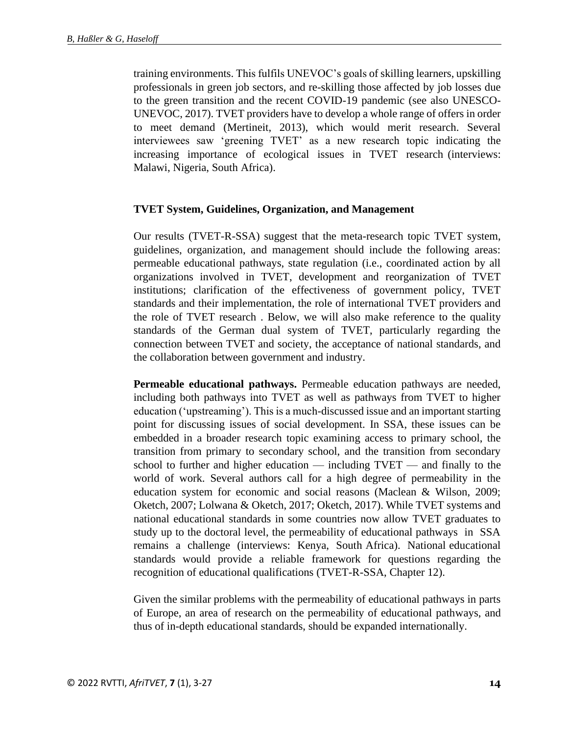training environments. This fulfils UNEVOC's goals of skilling learners, upskilling professionals in green job sectors, and re-skilling those affected by job losses due to the green transition and the recent COVID-19 pandemic (see also UNESCO-UNEVOC, 2017). TVET providers have to develop a whole range of offers in order to meet demand (Mertineit, 2013), which would merit research. Several interviewees saw 'greening TVET' as a new research topic indicating the increasing importance of ecological issues in TVET research (interviews: Malawi, Nigeria, South Africa).

### TVET System, Guidelines, Organization, and Management

Our results (TVET-R-SSA) suggest that the meta-research topic TVET system, guidelines, organization, and management should include the following areas: permeable educational pathways, state regulation (i.e., coordinated action by all organizations involved in TVET, development and reorganization of TVET institutions; clarification of the effectiveness of government policy, TVET standards and their implementation, the role of international TVET providers and the role of TVET research . Below, we will also make reference to the quality standards of the German dual system of TVET, particularly regarding the connection between TVET and society, the acceptance of national standards, and the collaboration between government and industry.

**Permeable educational pathways.** Permeable education pathways are needed, including both pathways into TVET as well as pathways from TVET to higher education ('upstreaming'). This is a much-discussed issue and an important starting point for discussing issues of social development. In SSA, these issues can be embedded in a broader research topic examining access to primary school, the transition from primary to secondary school, and the transition from secondary school to further and higher education — including TVET — and finally to the world of work. Several authors call for a high degree of permeability in the education system for economic and social reasons (Maclean & Wilson, 2009; Oketch, 2007; Lolwana & Oketch, 2017; Oketch, 2017). While TVET systems and national educational standards in some countries now allow TVET graduates to study up to the doctoral level, the permeability of educational pathways in SSA remains a challenge (interviews: Kenya, South Africa). National educational standards would provide a reliable framework for questions regarding the recognition of educational qualifications (TVET-R-SSA, Chapter 12).

Given the similar problems with the permeability of educational pathways in parts of Europe, an area of research on the permeability of educational pathways, and thus of in-depth educational standards, should be expanded internationally.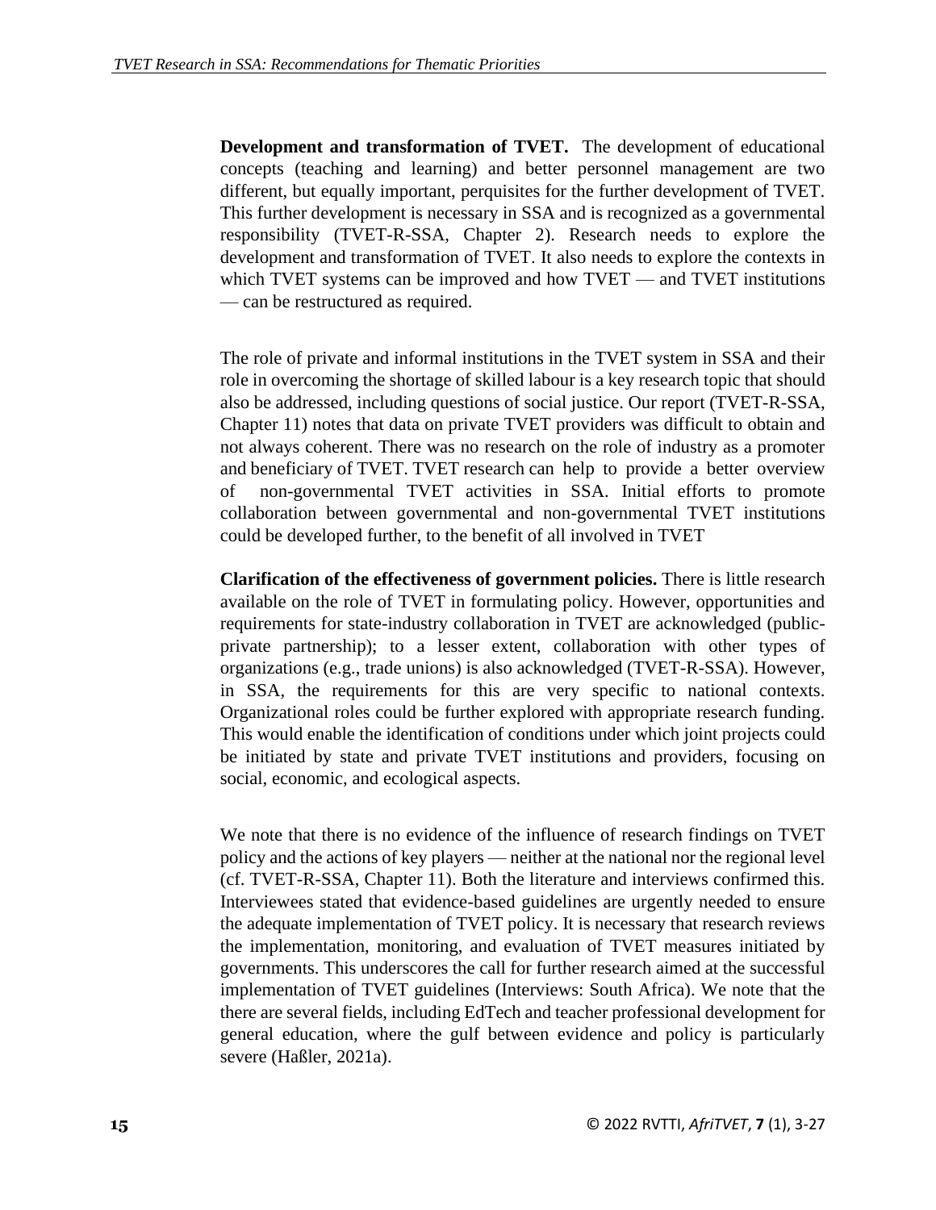**Development and transformation of TVET.** The development of educational concepts (teaching and learning) and better personnel management are two different, but equally important, perquisites for the further development of TVET. This further development is necessary in SSA and is recognized as a governmental responsibility (TVET-R-SSA, Chapter 2). Research needs to explore the development and transformation of TVET. It also needs to explore the contexts in which TVET systems can be improved and how TVET — and TVET institutions — can be restructured as required.

The role of private and informal institutions in the TVET system in SSA and their role in overcoming the shortage of skilled labour is a key research topic that should also be addressed, including questions of social justice. Our report (TVET-R-SSA, Chapter 11) notes that data on private TVET providers was difficult to obtain and not always coherent. There was no research on the role of industry as a promoter and beneficiary of TVET. TVET research can help to provide a better overview of non-governmental TVET activities in SSA. Initial efforts to promote collaboration between governmental and non-governmental TVET institutions could be developed further, to the benefit of all involved in TVET

**Clarification of the effectiveness of government policies.** There is little research available on the role of TVET in formulating policy. However, opportunities and requirements for state-industry collaboration in TVET are acknowledged (public-private partnership); to a lesser extent, collaboration with other types of organizations (e.g., trade unions) is also acknowledged (TVET-R-SSA). However, in SSA, the requirements for this are very specific to national contexts. Organizational roles could be further explored with appropriate research funding. This would enable the identification of conditions under which joint projects could be initiated by state and private TVET institutions and providers, focusing on social, economic, and ecological aspects.

We note that there is no evidence of the influence of research findings on TVET policy and the actions of key players — neither at the national nor the regional level (cf. TVET-R-SSA, Chapter 11). Both the literature and interviews confirmed this. Interviewees stated that evidence-based guidelines are urgently needed to ensure the adequate implementation of TVET policy. It is necessary that research reviews the implementation, monitoring, and evaluation of TVET measures initiated by governments. This underscores the call for further research aimed at the successful implementation of TVET guidelines (Interviews: South Africa). We note that the there are several fields, including EdTech and teacher professional development for general education, where the gulf between evidence and policy is particularly severe (Haßler, 2021a).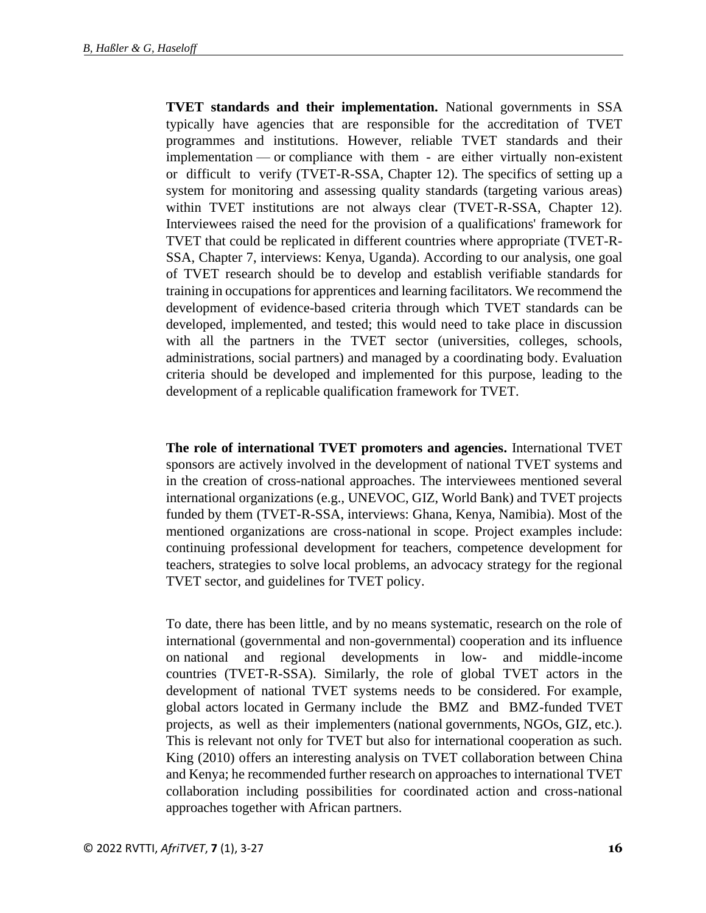**TVET standards and their implementation.** National governments in SSA typically have agencies that are responsible for the accreditation of TVET programmes and institutions. However, reliable TVET standards and their implementation — or compliance with them - are either virtually non-existent or difficult to verify (TVET-R-SSA, Chapter 12). The specifics of setting up a system for monitoring and assessing quality standards (targeting various areas) within TVET institutions are not always clear (TVET-R-SSA, Chapter 12). Interviewees raised the need for the provision of a qualifications' framework for TVET that could be replicated in different countries where appropriate (TVET-R-SSA, Chapter 7, interviews: Kenya, Uganda). According to our analysis, one goal of TVET research should be to develop and establish verifiable standards for training in occupations for apprentices and learning facilitators. We recommend the development of evidence-based criteria through which TVET standards can be developed, implemented, and tested; this would need to take place in discussion with all the partners in the TVET sector (universities, colleges, schools, administrations, social partners) and managed by a coordinating body. Evaluation criteria should be developed and implemented for this purpose, leading to the development of a replicable qualification framework for TVET.

**The role of international TVET promoters and agencies.** International TVET sponsors are actively involved in the development of national TVET systems and in the creation of cross-national approaches. The interviewees mentioned several international organizations (e.g., UNEVOC, GIZ, World Bank) and TVET projects funded by them (TVET-R-SSA, interviews: Ghana, Kenya, Namibia). Most of the mentioned organizations are cross-national in scope. Project examples include: continuing professional development for teachers, competence development for teachers, strategies to solve local problems, an advocacy strategy for the regional TVET sector, and guidelines for TVET policy.

To date, there has been little, and by no means systematic, research on the role of international (governmental and non-governmental) cooperation and its influence on national and regional developments in low- and middle-income countries (TVET-R-SSA). Similarly, the role of global TVET actors in the development of national TVET systems needs to be considered. For example, global actors located in Germany include the BMZ and BMZ-funded TVET projects, as well as their implementers (national governments, NGOs, GIZ, etc.). This is relevant not only for TVET but also for international cooperation as such. King (2010) offers an interesting analysis on TVET collaboration between China and Kenya; he recommended further research on approaches to international TVET collaboration including possibilities for coordinated action and cross-national approaches together with African partners.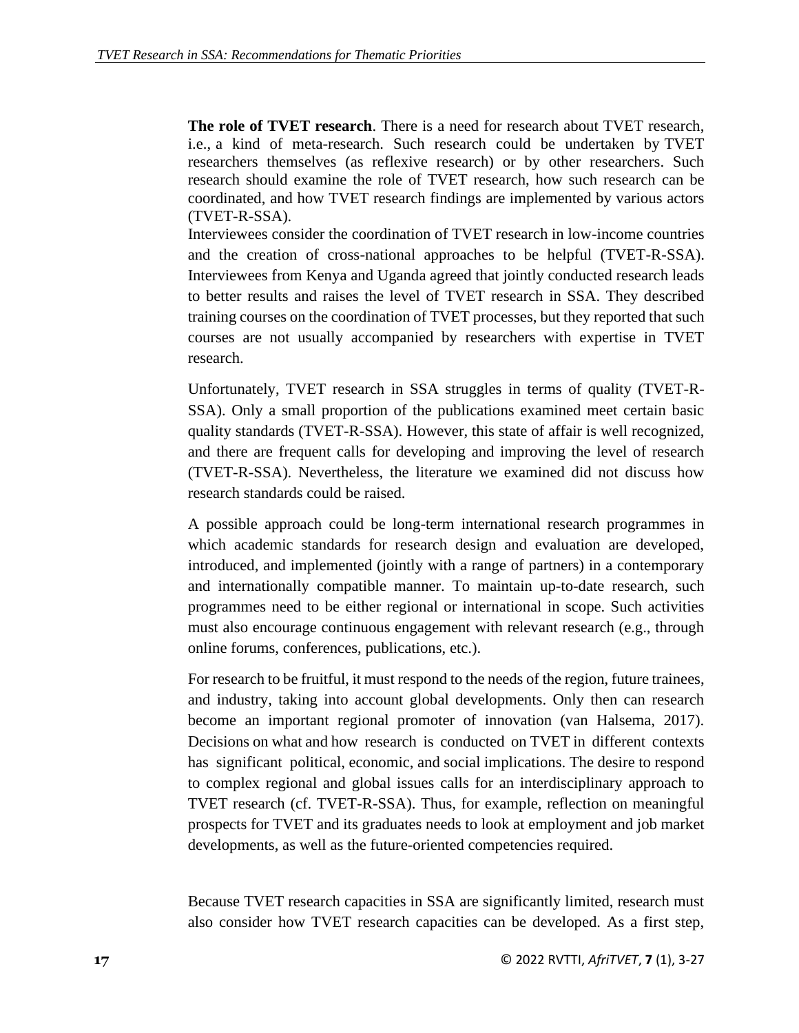**The role of TVET research**. There is a need for research about TVET research, i.e., a kind of meta-research. Such research could be undertaken by TVET researchers themselves (as reflexive research) or by other researchers. Such research should examine the role of TVET research, how such research can be coordinated, and how TVET research findings are implemented by various actors (TVET-R-SSA).

Interviewees consider the coordination of TVET research in low-income countries and the creation of cross-national approaches to be helpful (TVET-R-SSA). Interviewees from Kenya and Uganda agreed that jointly conducted research leads to better results and raises the level of TVET research in SSA. They described training courses on the coordination of TVET processes, but they reported that such courses are not usually accompanied by researchers with expertise in TVET research.

Unfortunately, TVET research in SSA struggles in terms of quality (TVET-R-SSA). Only a small proportion of the publications examined meet certain basic quality standards (TVET-R-SSA). However, this state of affair is well recognized, and there are frequent calls for developing and improving the level of research (TVET-R-SSA). Nevertheless, the literature we examined did not discuss how research standards could be raised.

A possible approach could be long-term international research programmes in which academic standards for research design and evaluation are developed, introduced, and implemented (jointly with a range of partners) in a contemporary and internationally compatible manner. To maintain up-to-date research, such programmes need to be either regional or international in scope. Such activities must also encourage continuous engagement with relevant research (e.g., through online forums, conferences, publications, etc.).

For research to be fruitful, it must respond to the needs of the region, future trainees, and industry, taking into account global developments. Only then can research become an important regional promoter of innovation (van Halsema, 2017). Decisions on what and how research is conducted on TVET in different contexts has significant political, economic, and social implications. The desire to respond to complex regional and global issues calls for an interdisciplinary approach to TVET research (cf. TVET-R-SSA). Thus, for example, reflection on meaningful prospects for TVET and its graduates needs to look at employment and job market developments, as well as the future-oriented competencies required.

Because TVET research capacities in SSA are significantly limited, research must also consider how TVET research capacities can be developed. As a first step,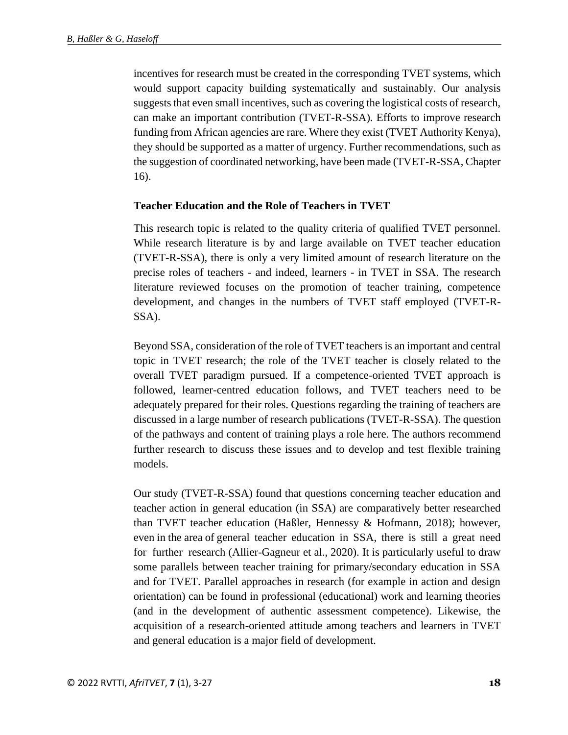incentives for research must be created in the corresponding TVET systems, which would support capacity building systematically and sustainably. Our analysis suggests that even small incentives, such as covering the logistical costs of research, can make an important contribution (TVET-R-SSA). Efforts to improve research funding from African agencies are rare. Where they exist (TVET Authority Kenya), they should be supported as a matter of urgency. Further recommendations, such as the suggestion of coordinated networking, have been made (TVET-R-SSA, Chapter 16).

**Teacher Education and the Role of Teachers in TVET**

This research topic is related to the quality criteria of qualified TVET personnel. While research literature is by and large available on TVET teacher education (TVET-R-SSA), there is only a very limited amount of research literature on the precise roles of teachers - and indeed, learners - in TVET in SSA. The research literature reviewed focuses on the promotion of teacher training, competence development, and changes in the numbers of TVET staff employed (TVET-R-SSA).

Beyond SSA, consideration of the role of TVET teachers is an important and central topic in TVET research; the role of the TVET teacher is closely related to the overall TVET paradigm pursued. If a competence-oriented TVET approach is followed, learner-centred education follows, and TVET teachers need to be adequately prepared for their roles. Questions regarding the training of teachers are discussed in a large number of research publications (TVET-R-SSA). The question of the pathways and content of training plays a role here. The authors recommend further research to discuss these issues and to develop and test flexible training models.

Our study (TVET-R-SSA) found that questions concerning teacher education and teacher action in general education (in SSA) are comparatively better researched than TVET teacher education (Haßler, Hennessy & Hofmann, 2018); however, even in the area of general teacher education in SSA, there is still a great need for further research (Allier-Gagneur et al., 2020). It is particularly useful to draw some parallels between teacher training for primary/secondary education in SSA and for TVET. Parallel approaches in research (for example in action and design orientation) can be found in professional (educational) work and learning theories (and in the development of authentic assessment competence). Likewise, the acquisition of a research-oriented attitude among teachers and learners in TVET and general education is a major field of development.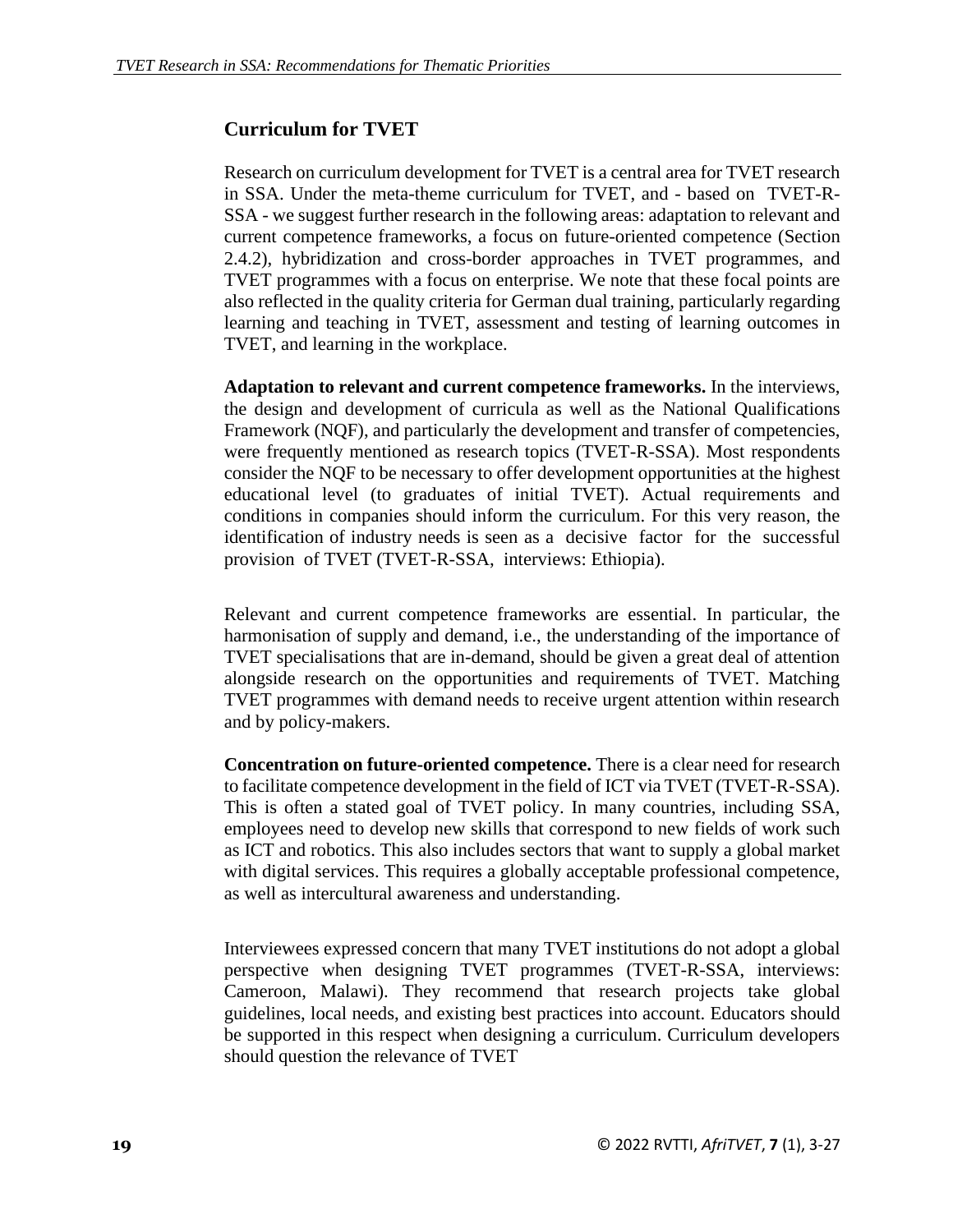## Curriculum for TVET

Research on curriculum development for TVET is a central area for TVET research in SSA. Under the meta-theme curriculum for TVET, and - based on TVET-R-SSA - we suggest further research in the following areas: adaptation to relevant and current competence frameworks, a focus on future-oriented competence (Section 2.4.2), hybridization and cross-border approaches in TVET programmes, and TVET programmes with a focus on enterprise. We note that these focal points are also reflected in the quality criteria for German dual training, particularly regarding learning and teaching in TVET, assessment and testing of learning outcomes in TVET, and learning in the workplace.

**Adaptation to relevant and current competence frameworks.** In the interviews, the design and development of curricula as well as the National Qualifications Framework (NQF), and particularly the development and transfer of competencies, were frequently mentioned as research topics (TVET-R-SSA). Most respondents consider the NQF to be necessary to offer development opportunities at the highest educational level (to graduates of initial TVET). Actual requirements and conditions in companies should inform the curriculum. For this very reason, the identification of industry needs is seen as a decisive factor for the successful provision of TVET (TVET-R-SSA, interviews: Ethiopia).

Relevant and current competence frameworks are essential. In particular, the harmonisation of supply and demand, i.e., the understanding of the importance of TVET specialisations that are in-demand, should be given a great deal of attention alongside research on the opportunities and requirements of TVET. Matching TVET programmes with demand needs to receive urgent attention within research and by policy-makers.

**Concentration on future-oriented competence.** There is a clear need for research to facilitate competence development in the field of ICT via TVET (TVET-R-SSA). This is often a stated goal of TVET policy. In many countries, including SSA, employees need to develop new skills that correspond to new fields of work such as ICT and robotics. This also includes sectors that want to supply a global market with digital services. This requires a globally acceptable professional competence, as well as intercultural awareness and understanding.

Interviewees expressed concern that many TVET institutions do not adopt a global perspective when designing TVET programmes (TVET-R-SSA, interviews: Cameroon, Malawi). They recommend that research projects take global guidelines, local needs, and existing best practices into account. Educators should be supported in this respect when designing a curriculum. Curriculum developers should question the relevance of TVET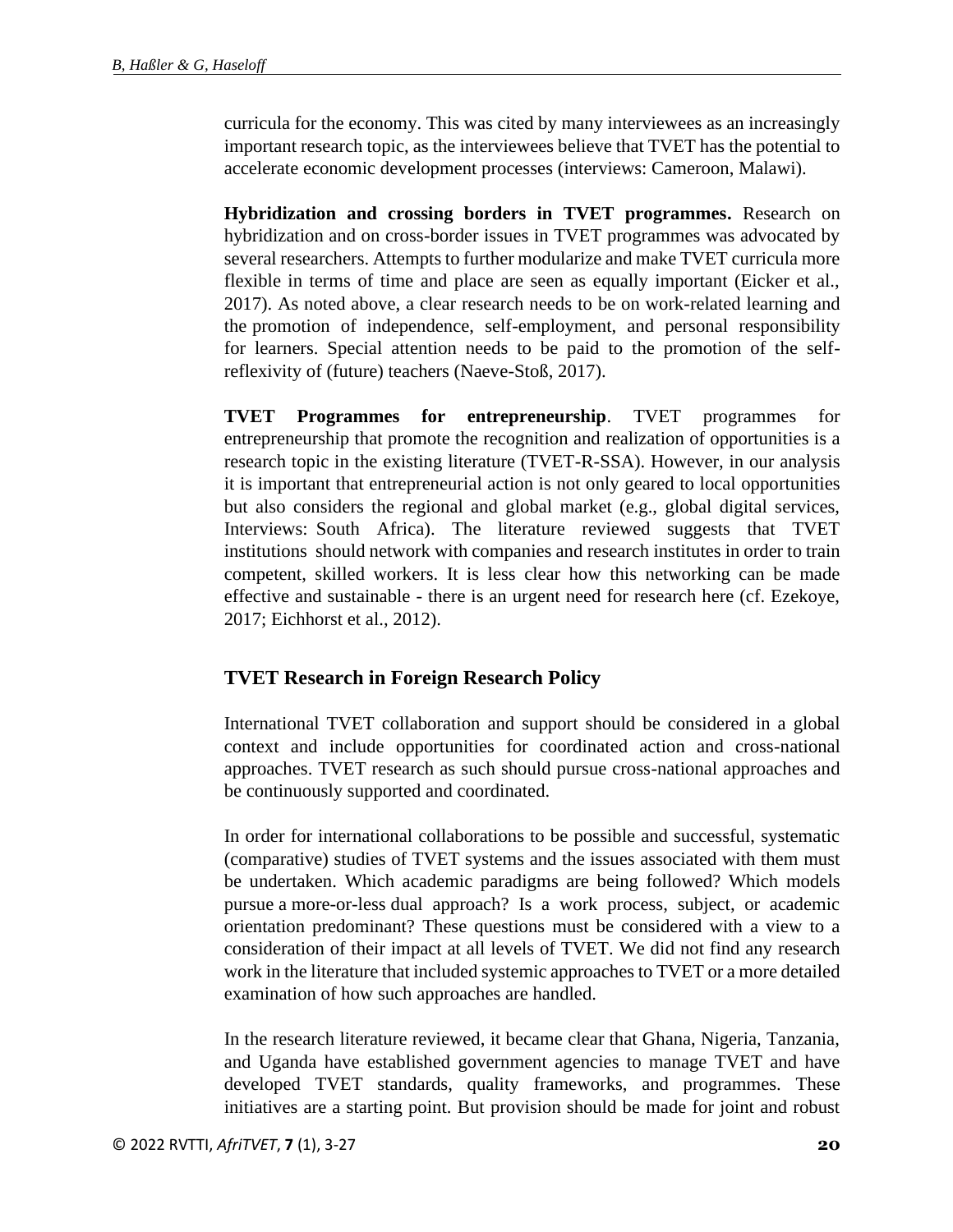curricula for the economy. This was cited by many interviewees as an increasingly important research topic, as the interviewees believe that TVET has the potential to accelerate economic development processes (interviews: Cameroon, Malawi).

**Hybridization and crossing borders in TVET programmes.** Research on hybridization and on cross-border issues in TVET programmes was advocated by several researchers. Attempts to further modularize and make TVET curricula more flexible in terms of time and place are seen as equally important (Eicker et al., 2017). As noted above, a clear research needs to be on work-related learning and the promotion of independence, self-employment, and personal responsibility for learners. Special attention needs to be paid to the promotion of the self-reflexivity of (future) teachers (Naeve-Stoß, 2017).

**TVET Programmes for entrepreneurship**. TVET programmes for entrepreneurship that promote the recognition and realization of opportunities is a research topic in the existing literature (TVET-R-SSA). However, in our analysis it is important that entrepreneurial action is not only geared to local opportunities but also considers the regional and global market (e.g., global digital services, Interviews: South Africa). The literature reviewed suggests that TVET institutions should network with companies and research institutes in order to train competent, skilled workers. It is less clear how this networking can be made effective and sustainable - there is an urgent need for research here (cf. Ezekoye, 2017; Eichhorst et al., 2012).

## TVET Research in Foreign Research Policy

International TVET collaboration and support should be considered in a global context and include opportunities for coordinated action and cross-national approaches. TVET research as such should pursue cross-national approaches and be continuously supported and coordinated.

In order for international collaborations to be possible and successful, systematic (comparative) studies of TVET systems and the issues associated with them must be undertaken. Which academic paradigms are being followed? Which models pursue a more-or-less dual approach? Is a work process, subject, or academic orientation predominant? These questions must be considered with a view to a consideration of their impact at all levels of TVET. We did not find any research work in the literature that included systemic approaches to TVET or a more detailed examination of how such approaches are handled.

In the research literature reviewed, it became clear that Ghana, Nigeria, Tanzania, and Uganda have established government agencies to manage TVET and have developed TVET standards, quality frameworks, and programmes. These initiatives are a starting point. But provision should be made for joint and robust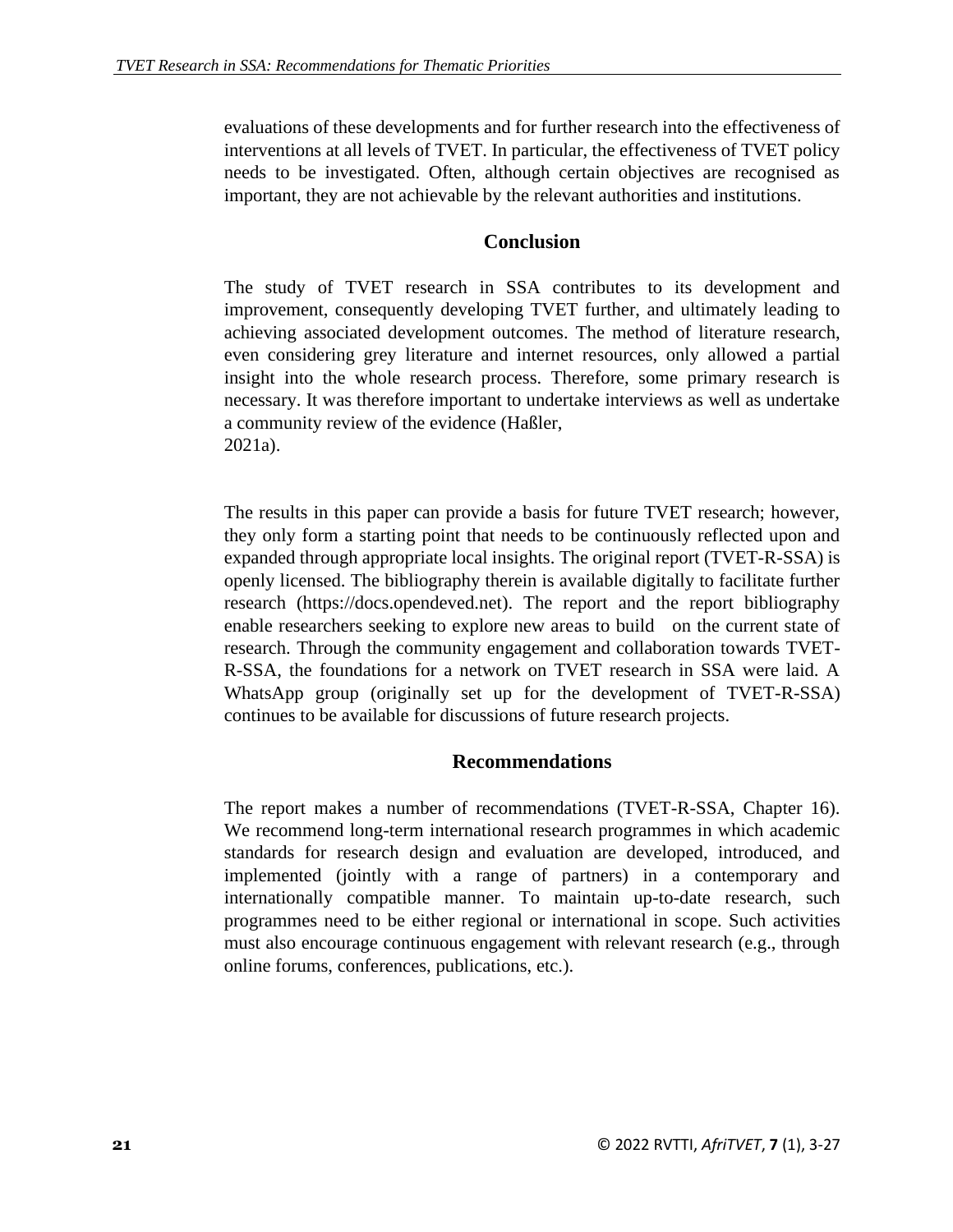evaluations of these developments and for further research into the effectiveness of interventions at all levels of TVET. In particular, the effectiveness of TVET policy needs to be investigated. Often, although certain objectives are recognised as important, they are not achievable by the relevant authorities and institutions.

## Conclusion

The study of TVET research in SSA contributes to its development and improvement, consequently developing TVET further, and ultimately leading to achieving associated development outcomes. The method of literature research, even considering grey literature and internet resources, only allowed a partial insight into the whole research process. Therefore, some primary research is necessary. It was therefore important to undertake interviews as well as undertake a community review of the evidence (Haßler, 2021a).

The results in this paper can provide a basis for future TVET research; however, they only form a starting point that needs to be continuously reflected upon and expanded through appropriate local insights. The original report (TVET-R-SSA) is openly licensed. The bibliography therein is available digitally to facilitate further research (https://docs.opendeved.net). The report and the report bibliography enable researchers seeking to explore new areas to build on the current state of research. Through the community engagement and collaboration towards TVET-R-SSA, the foundations for a network on TVET research in SSA were laid. A WhatsApp group (originally set up for the development of TVET-R-SSA) continues to be available for discussions of future research projects.

## Recommendations

The report makes a number of recommendations (TVET-R-SSA, Chapter 16). We recommend long-term international research programmes in which academic standards for research design and evaluation are developed, introduced, and implemented (jointly with a range of partners) in a contemporary and internationally compatible manner. To maintain up-to-date research, such programmes need to be either regional or international in scope. Such activities must also encourage continuous engagement with relevant research (e.g., through online forums, conferences, publications, etc.).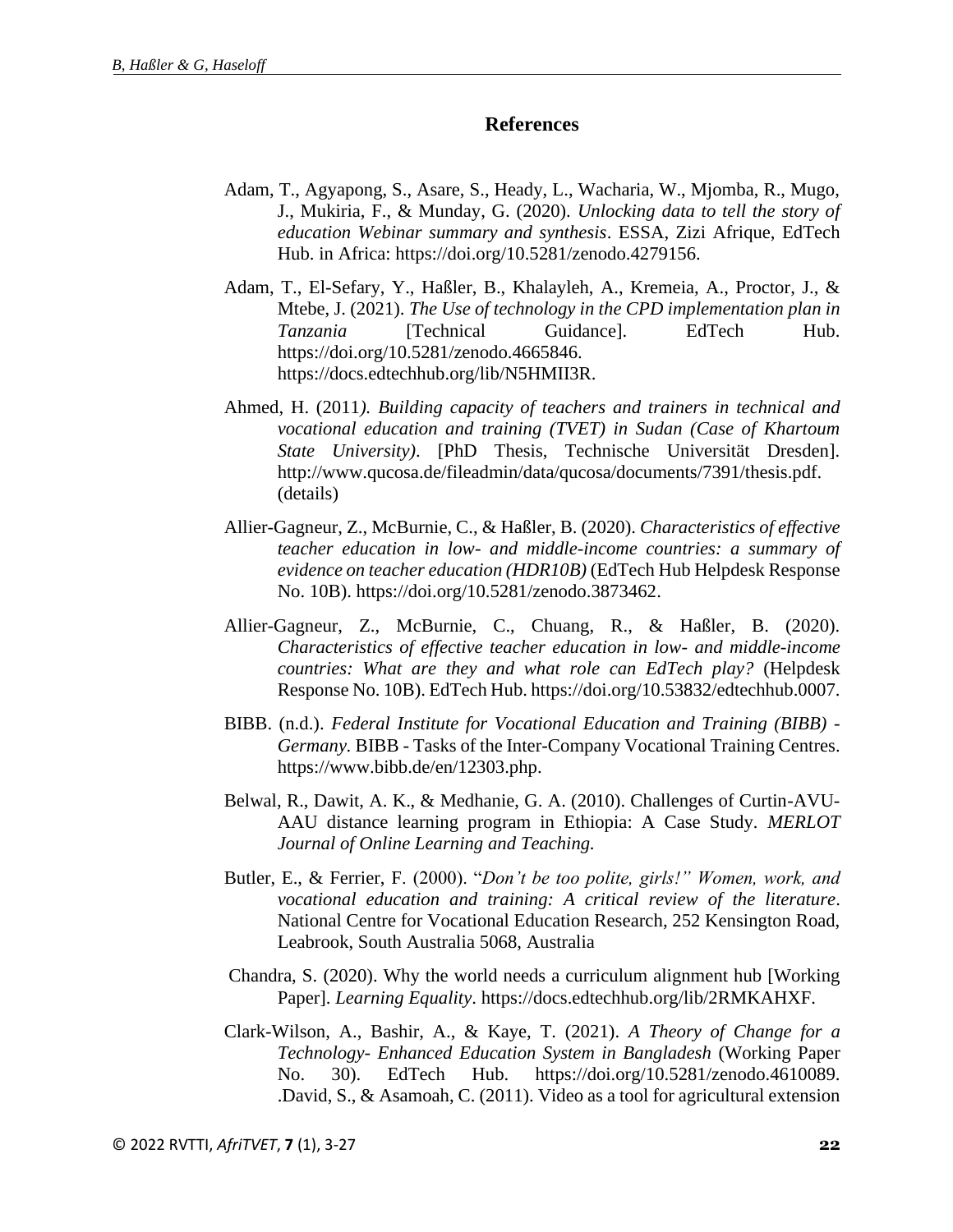## References

Adam, T., Agyapong, S., Asare, S., Heady, L., Wacharia, W., Mjomba, R., Mugo, J., Mukiria, F., & Munday, G. (2020). *Unlocking data to tell the story of education Webinar summary and synthesis*. ESSA, Zizi Afrique, EdTech Hub. in Africa: https://doi.org/10.5281/zenodo.4279156.

Adam, T., El-Sefary, Y., Haßler, B., Khalayleh, A., Kremeia, A., Proctor, J., & Mtebe, J. (2021). *The Use of technology in the CPD implementation plan in Tanzania* [Technical Guidance]. EdTech Hub. https://doi.org/10.5281/zenodo.4665846. https://docs.edtechhub.org/lib/N5HMII3R.

Ahmed, H. (2011*). Building capacity of teachers and trainers in technical and vocational education and training (TVET) in Sudan (Case of Khartoum State University)*. [PhD Thesis, Technische Universität Dresden]. http://www.qucosa.de/fileadmin/data/qucosa/documents/7391/thesis.pdf. (details)

Allier-Gagneur, Z., McBurnie, C., & Haßler, B. (2020). *Characteristics of effective teacher education in low- and middle-income countries: a summary of evidence on teacher education (HDR10B)* (EdTech Hub Helpdesk Response No. 10B). https://doi.org/10.5281/zenodo.3873462.

Allier-Gagneur, Z., McBurnie, C., Chuang, R., & Haßler, B. (2020). *Characteristics of effective teacher education in low- and middle-income countries: What are they and what role can EdTech play?* (Helpdesk Response No. 10B). EdTech Hub. https://doi.org/10.53832/edtechhub.0007.

BIBB. (n.d.). *Federal Institute for Vocational Education and Training (BIBB) - Germany.* BIBB - Tasks of the Inter-Company Vocational Training Centres. https://www.bibb.de/en/12303.php.

Belwal, R., Dawit, A. K., & Medhanie, G. A. (2010). Challenges of Curtin-AVU-AAU distance learning program in Ethiopia: A Case Study. *MERLOT Journal of Online Learning and Teaching.*

Butler, E., & Ferrier, F. (2000). "*Don't be too polite, girls!" Women, work, and vocational education and training: A critical review of the literature*. National Centre for Vocational Education Research, 252 Kensington Road, Leabrook, South Australia 5068, Australia

Chandra, S. (2020). Why the world needs a curriculum alignment hub [Working Paper]. *Learning Equality*. https://docs.edtechhub.org/lib/2RMKAHXF.

Clark-Wilson, A., Bashir, A., & Kaye, T. (2021). *A Theory of Change for a Technology- Enhanced Education System in Bangladesh* (Working Paper No. 30). EdTech Hub. https://doi.org/10.5281/zenodo.4610089. .David, S., & Asamoah, C. (2011). Video as a tool for agricultural extension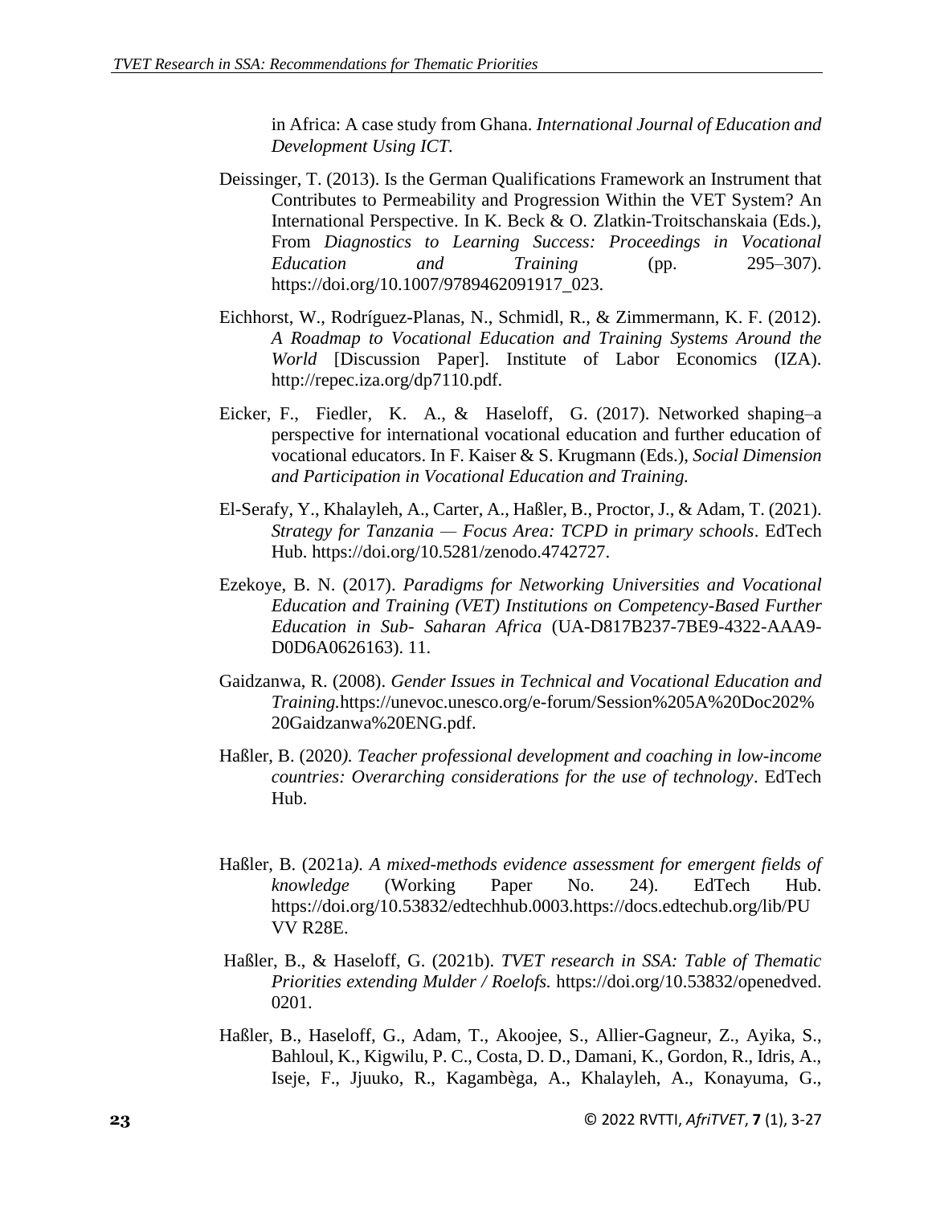in Africa: A case study from Ghana. *International Journal of Education and Development Using ICT.*

Deissinger, T. (2013). Is the German Qualifications Framework an Instrument that Contributes to Permeability and Progression Within the VET System? An International Perspective. In K. Beck & O. Zlatkin-Troitschanskaia (Eds.), From *Diagnostics to Learning Success: Proceedings in Vocational Education and Training* (pp. 295–307). https://doi.org/10.1007/9789462091917_023.

Eichhorst, W., Rodríguez-Planas, N., Schmidl, R., & Zimmermann, K. F. (2012). *A Roadmap to Vocational Education and Training Systems Around the World* [Discussion Paper]. Institute of Labor Economics (IZA). http://repec.iza.org/dp7110.pdf.

Eicker, F., Fiedler, K. A., & Haseloff, G. (2017). Networked shaping–a perspective for international vocational education and further education of vocational educators. In F. Kaiser & S. Krugmann (Eds.), *Social Dimension and Participation in Vocational Education and Training.*

El-Serafy, Y., Khalayleh, A., Carter, A., Haßler, B., Proctor, J., & Adam, T. (2021). *Strategy for Tanzania — Focus Area: TCPD in primary schools*. EdTech Hub. https://doi.org/10.5281/zenodo.4742727.

Ezekoye, B. N. (2017). *Paradigms for Networking Universities and Vocational Education and Training (VET) Institutions on Competency-Based Further Education in Sub- Saharan Africa* (UA-D817B237-7BE9-4322-AAA9-D0D6A0626163). 11.

Gaidzanwa, R. (2008). *Gender Issues in Technical and Vocational Education and Training.*https://unevoc.unesco.org/e-forum/Session%205A%20Doc202%20Gaidzanwa%20ENG.pdf.

Haßler, B. (2020*). Teacher professional development and coaching in low-income countries: Overarching considerations for the use of technology*. EdTech Hub.

Haßler, B. (2021a*). A mixed-methods evidence assessment for emergent fields of knowledge* (Working Paper No. 24). EdTech Hub. https://doi.org/10.53832/edtechhub.0003.https://docs.edtechub.org/lib/PUVV R28E.

Haßler, B., & Haseloff, G. (2021b). *TVET research in SSA: Table of Thematic Priorities extending Mulder / Roelofs.* https://doi.org/10.53832/openedved.0201.

Haßler, B., Haseloff, G., Adam, T., Akoojee, S., Allier-Gagneur, Z., Ayika, S., Bahloul, K., Kigwilu, P. C., Costa, D. D., Damani, K., Gordon, R., Idris, A., Iseje, F., Jjuuko, R., Kagambèga, A., Khalayleh, A., Konayuma, G.,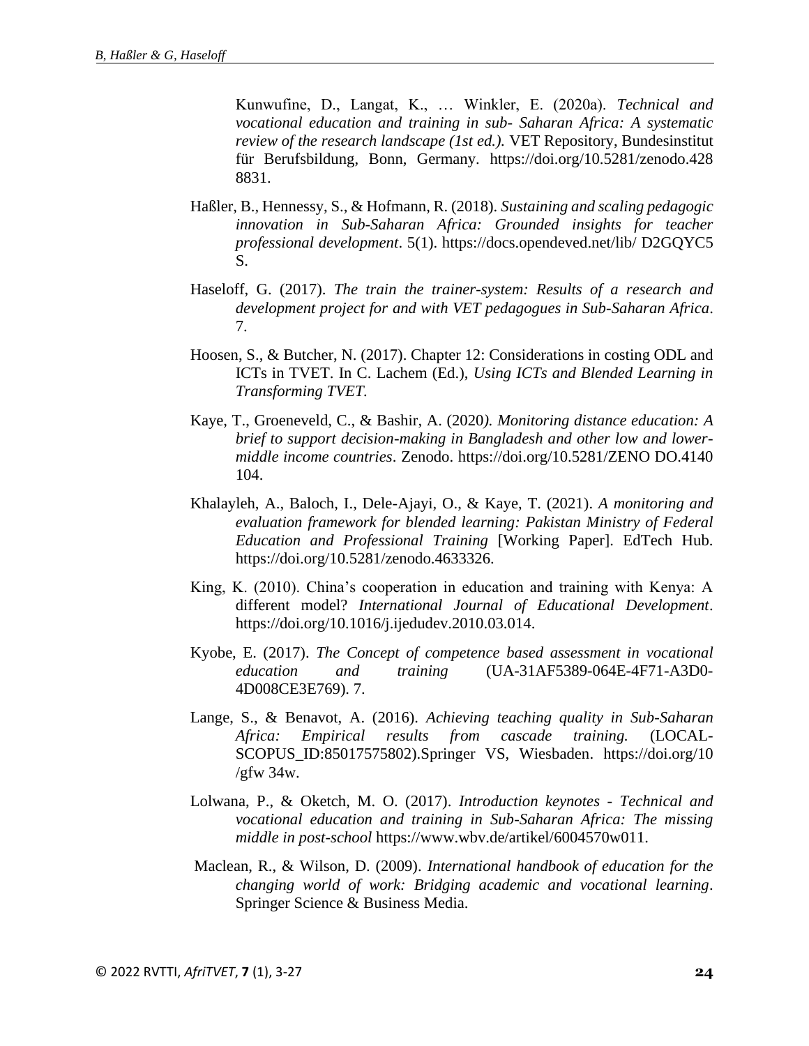Kunwufine, D., Langat, K., … Winkler, E. (2020a). *Technical and vocational education and training in sub- Saharan Africa: A systematic review of the research landscape (1st ed.).* VET Repository, Bundesinstitut für Berufsbildung, Bonn, Germany. https://doi.org/10.5281/zenodo.4288831.

Haßler, B., Hennessy, S., & Hofmann, R. (2018). *Sustaining and scaling pedagogic innovation in Sub-Saharan Africa: Grounded insights for teacher professional development*. 5(1). https://docs.opendeved.net/lib/ D2GQYC5S.

Haseloff, G. (2017). *The train the trainer-system: Results of a research and development project for and with VET pedagogues in Sub-Saharan Africa*. 7.

Hoosen, S., & Butcher, N. (2017). Chapter 12: Considerations in costing ODL and ICTs in TVET. In C. Lachem (Ed.), *Using ICTs and Blended Learning in Transforming TVET.*

Kaye, T., Groeneveld, C., & Bashir, A. (2020*). Monitoring distance education: A brief to support decision-making in Bangladesh and other low and lower-middle income countries*. Zenodo. https://doi.org/10.5281/ZENO DO.4140104.

Khalayleh, A., Baloch, I., Dele-Ajayi, O., & Kaye, T. (2021). *A monitoring and evaluation framework for blended learning: Pakistan Ministry of Federal Education and Professional Training* [Working Paper]. EdTech Hub. https://doi.org/10.5281/zenodo.4633326.

King, K. (2010). China's cooperation in education and training with Kenya: A different model? *International Journal of Educational Development*. https://doi.org/10.1016/j.ijedudev.2010.03.014.

Kyobe, E. (2017). *The Concept of competence based assessment in vocational education and training* (UA-31AF5389-064E-4F71-A3D0-4D008CE3E769). 7.

Lange, S., & Benavot, A. (2016). *Achieving teaching quality in Sub-Saharan Africa: Empirical results from cascade training.* (LOCAL-SCOPUS_ID:85017575802).Springer VS, Wiesbaden. https://doi.org/10/gfw 34w.

Lolwana, P., & Oketch, M. O. (2017). *Introduction keynotes - Technical and vocational education and training in Sub-Saharan Africa: The missing middle in post-school* https://www.wbv.de/artikel/6004570w011.

Maclean, R., & Wilson, D. (2009). *International handbook of education for the changing world of work: Bridging academic and vocational learning*. Springer Science & Business Media.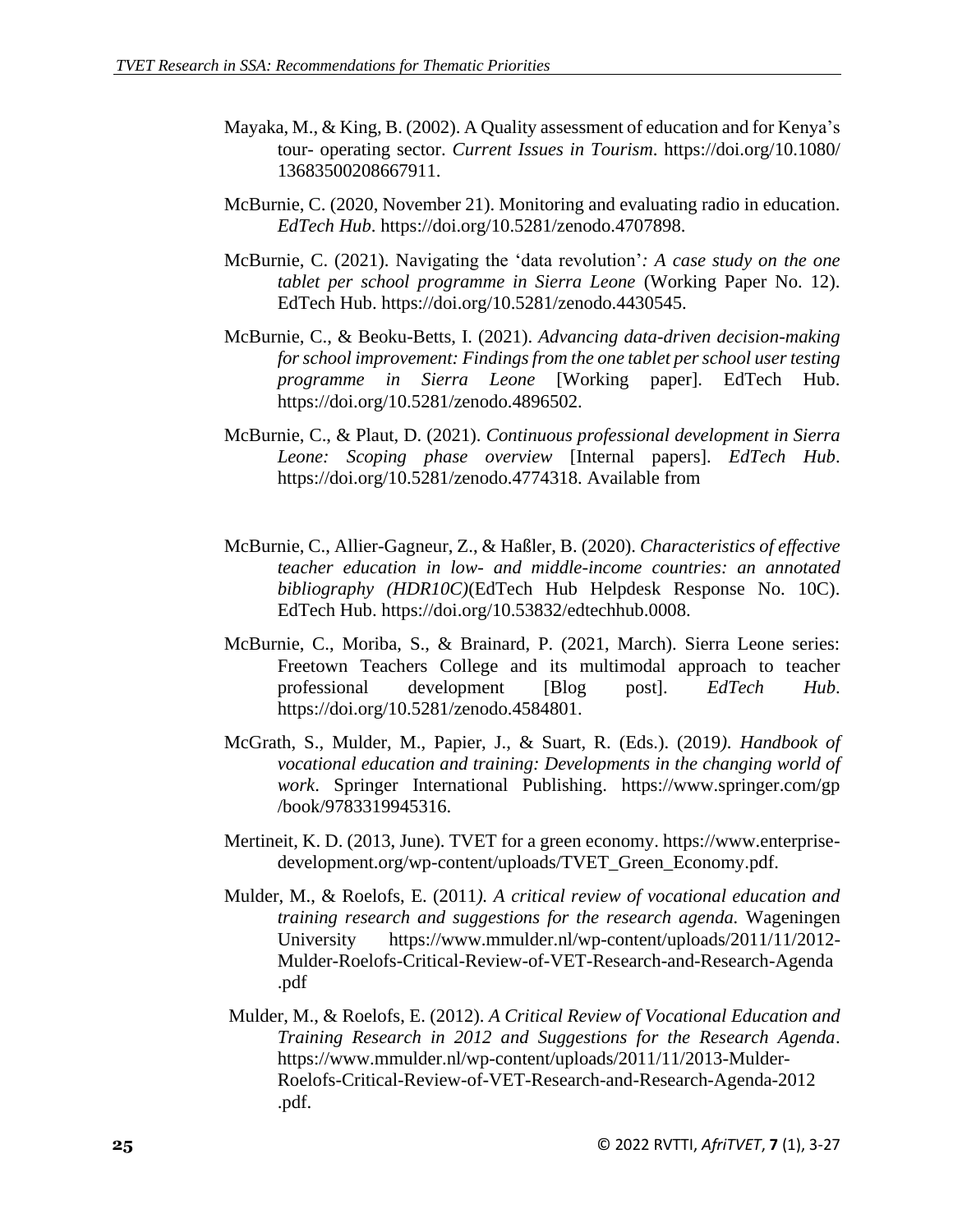Mayaka, M., & King, B. (2002). A Quality assessment of education and for Kenya's tour- operating sector. *Current Issues in Tourism*. https://doi.org/10.1080/13683500208667911.

McBurnie, C. (2020, November 21). Monitoring and evaluating radio in education. *EdTech Hub*. https://doi.org/10.5281/zenodo.4707898.

McBurnie, C. (2021). Navigating the 'data revolution'*: A case study on the one tablet per school programme in Sierra Leone* (Working Paper No. 12). EdTech Hub. https://doi.org/10.5281/zenodo.4430545.

McBurnie, C., & Beoku-Betts, I. (2021). *Advancing data-driven decision-making for school improvement: Findings from the one tablet per school user testing programme in Sierra Leone* [Working paper]. EdTech Hub. https://doi.org/10.5281/zenodo.4896502.

McBurnie, C., & Plaut, D. (2021). *Continuous professional development in Sierra Leone: Scoping phase overview* [Internal papers]. *EdTech Hub*. https://doi.org/10.5281/zenodo.4774318. Available from

McBurnie, C., Allier-Gagneur, Z., & Haßler, B. (2020). *Characteristics of effective teacher education in low- and middle-income countries: an annotated bibliography (HDR10C)*(EdTech Hub Helpdesk Response No. 10C). EdTech Hub. https://doi.org/10.53832/edtechhub.0008.

McBurnie, C., Moriba, S., & Brainard, P. (2021, March). Sierra Leone series: Freetown Teachers College and its multimodal approach to teacher professional development [Blog post]. *EdTech Hub*. https://doi.org/10.5281/zenodo.4584801.

McGrath, S., Mulder, M., Papier, J., & Suart, R. (Eds.). (2019*). Handbook of vocational education and training: Developments in the changing world of work*. Springer International Publishing. https://www.springer.com/gp/book/9783319945316.

Mertineit, K. D. (2013, June). TVET for a green economy. https://www.enterprise-development.org/wp-content/uploads/TVET_Green_Economy.pdf.

Mulder, M., & Roelofs, E. (2011*). A critical review of vocational education and training research and suggestions for the research agenda.* Wageningen University https://www.mmulder.nl/wp-content/uploads/2011/11/2012-Mulder-Roelofs-Critical-Review-of-VET-Research-and-Research-Agenda.pdf

Mulder, M., & Roelofs, E. (2012). *A Critical Review of Vocational Education and Training Research in 2012 and Suggestions for the Research Agenda*. https://www.mmulder.nl/wp-content/uploads/2011/11/2013-Mulder-Roelofs-Critical-Review-of-VET-Research-and-Research-Agenda-2012.pdf.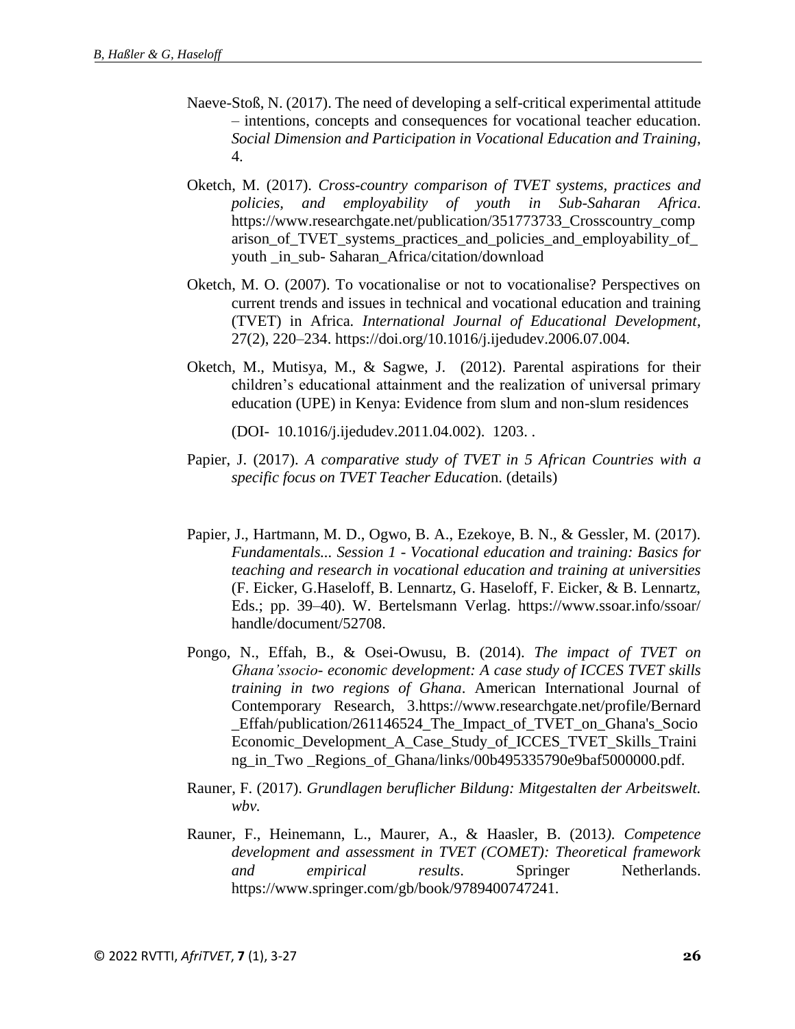Naeve-Stoß, N. (2017). The need of developing a self-critical experimental attitude – intentions, concepts and consequences for vocational teacher education. *Social Dimension and Participation in Vocational Education and Training*, 4.

Oketch, M. (2017). *Cross-country comparison of TVET systems, practices and policies, and employability of youth in Sub-Saharan Africa*. https://www.researchgate.net/publication/351773733_Crosscountry_comparison_of_TVET_systems_practices_and_policies_and_employability_of_youth _in_sub- Saharan_Africa/citation/download

Oketch, M. O. (2007). To vocationalise or not to vocationalise? Perspectives on current trends and issues in technical and vocational education and training (TVET) in Africa. *International Journal of Educational Development*, 27(2), 220–234. https://doi.org/10.1016/j.ijedudev.2006.07.004.

Oketch, M., Mutisya, M., & Sagwe, J. (2012). Parental aspirations for their children's educational attainment and the realization of universal primary education (UPE) in Kenya: Evidence from slum and non-slum residences

(DOI- 10.1016/j.ijedudev.2011.04.002). 1203. .

Papier, J. (2017). *A comparative study of TVET in 5 African Countries with a specific focus on TVET Teacher Educatio*n. (details)

Papier, J., Hartmann, M. D., Ogwo, B. A., Ezekoye, B. N., & Gessler, M. (2017). *Fundamentals... Session 1 - Vocational education and training: Basics for teaching and research in vocational education and training at universities* (F. Eicker, G.Haseloff, B. Lennartz, G. Haseloff, F. Eicker, & B. Lennartz, Eds.; pp. 39–40). W. Bertelsmann Verlag. https://www.ssoar.info/ssoar/handle/document/52708.

Pongo, N., Effah, B., & Osei-Owusu, B. (2014). *The impact of TVET on Ghana'ssocio- economic development: A case study of ICCES TVET skills training in two regions of Ghana*. American International Journal of Contemporary Research, 3.https://www.researchgate.net/profile/Bernard_Effah/publication/261146524_The_Impact_of_TVET_on_Ghana's_SocioEconomic_Development_A_Case_Study_of_ICCES_TVET_Skills_Training_in_Two _Regions_of_Ghana/links/00b495335790e9baf5000000.pdf.

Rauner, F. (2017). *Grundlagen beruflicher Bildung: Mitgestalten der Arbeitswelt. wbv.*

Rauner, F., Heinemann, L., Maurer, A., & Haasler, B. (2013*). Competence development and assessment in TVET (COMET): Theoretical framework and empirical results*. Springer Netherlands. https://www.springer.com/gb/book/9789400747241.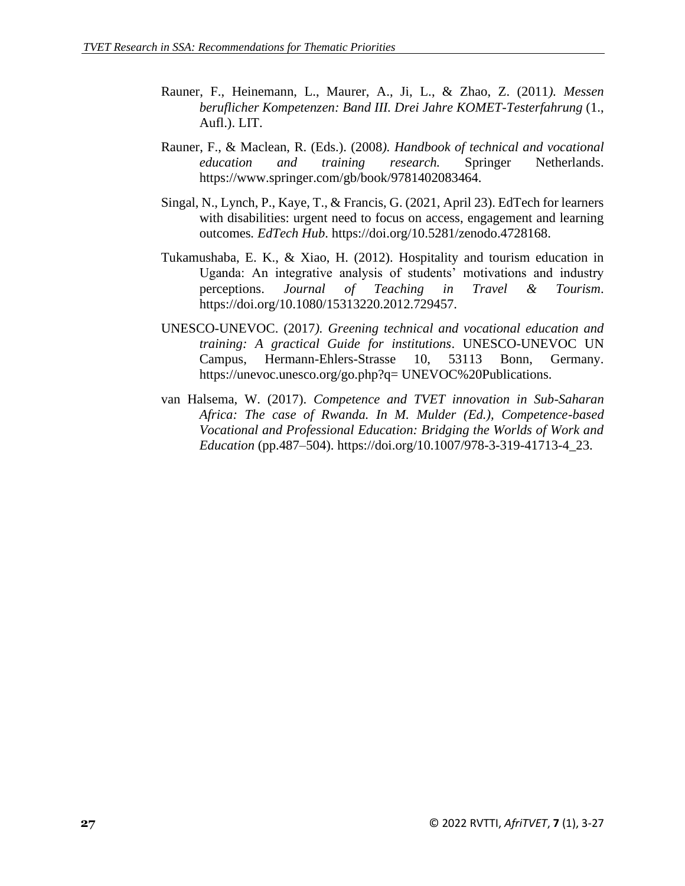Rauner, F., Heinemann, L., Maurer, A., Ji, L., & Zhao, Z. (2011*). Messen beruflicher Kompetenzen: Band III. Drei Jahre KOMET-Testerfahrung* (1., Aufl.). LIT.

Rauner, F., & Maclean, R. (Eds.). (2008*). Handbook of technical and vocational education and training research.* Springer Netherlands. https://www.springer.com/gb/book/9781402083464.

Singal, N., Lynch, P., Kaye, T., & Francis, G. (2021, April 23). EdTech for learners with disabilities: urgent need to focus on access, engagement and learning outcomes*. EdTech Hub*. https://doi.org/10.5281/zenodo.4728168.

Tukamushaba, E. K., & Xiao, H. (2012). Hospitality and tourism education in Uganda: An integrative analysis of students' motivations and industry perceptions. *Journal of Teaching in Travel & Tourism*. https://doi.org/10.1080/15313220.2012.729457.

UNESCO-UNEVOC. (2017*). Greening technical and vocational education and training: A gractical Guide for institutions*. UNESCO-UNEVOC UN Campus, Hermann-Ehlers-Strasse 10, 53113 Bonn, Germany. https://unevoc.unesco.org/go.php?q= UNEVOC%20Publications.

van Halsema, W. (2017). *Competence and TVET innovation in Sub-Saharan Africa: The case of Rwanda. In M. Mulder (Ed.), Competence-based Vocational and Professional Education: Bridging the Worlds of Work and Education* (pp.487–504). https://doi.org/10.1007/978-3-319-41713-4_23.